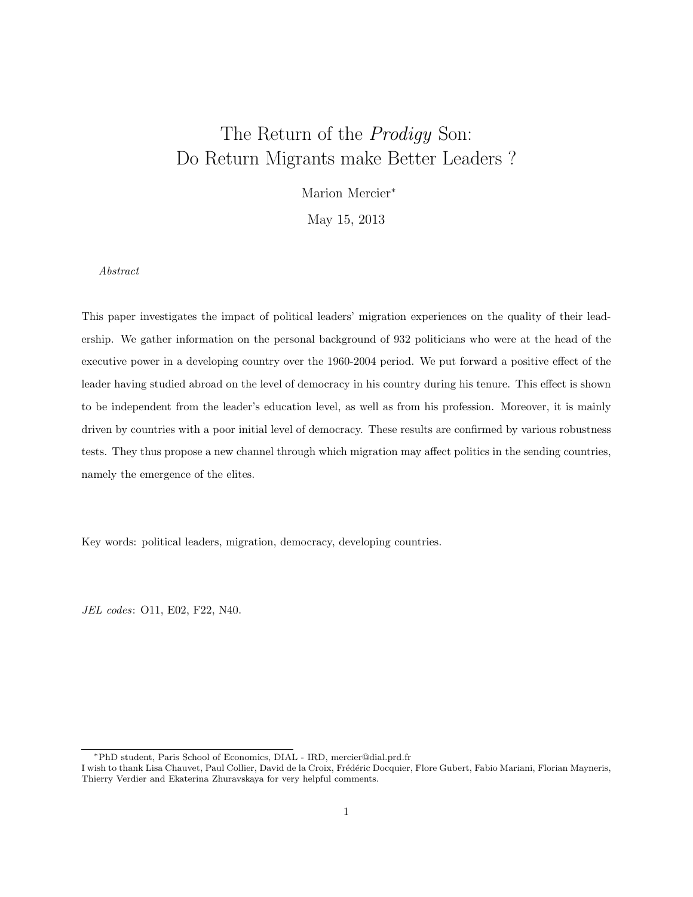# The Return of the *Prodigy* Son: Do Return Migrants make Better Leaders ?

Marion Mercier[*]

May 15, 2013

*Abstract*

This paper investigates the impact of political leaders' migration experiences on the quality of their leadership. We gather information on the personal background of 932 politicians who were at the head of the executive power in a developing country over the 1960-2004 period. We put forward a positive effect of the leader having studied abroad on the level of democracy in his country during his tenure. This effect is shown to be independent from the leader's education level, as well as from his profession. Moreover, it is mainly driven by countries with a poor initial level of democracy. These results are confirmed by various robustness tests. They thus propose a new channel through which migration may affect politics in the sending countries, namely the emergence of the elites.

Key words: political leaders, migration, democracy, developing countries.

*JEL codes*: O11, E02, F22, N40.

---

[*] PhD student, Paris School of Economics, DIAL - IRD, mercier@dial.prd.fr

I wish to thank Lisa Chauvet, Paul Collier, David de la Croix, Frédéric Docquier, Flore Gubert, Fabio Mariani, Florian Mayneris, Thierry Verdier and Ekaterina Zhuravskaya for very helpful comments.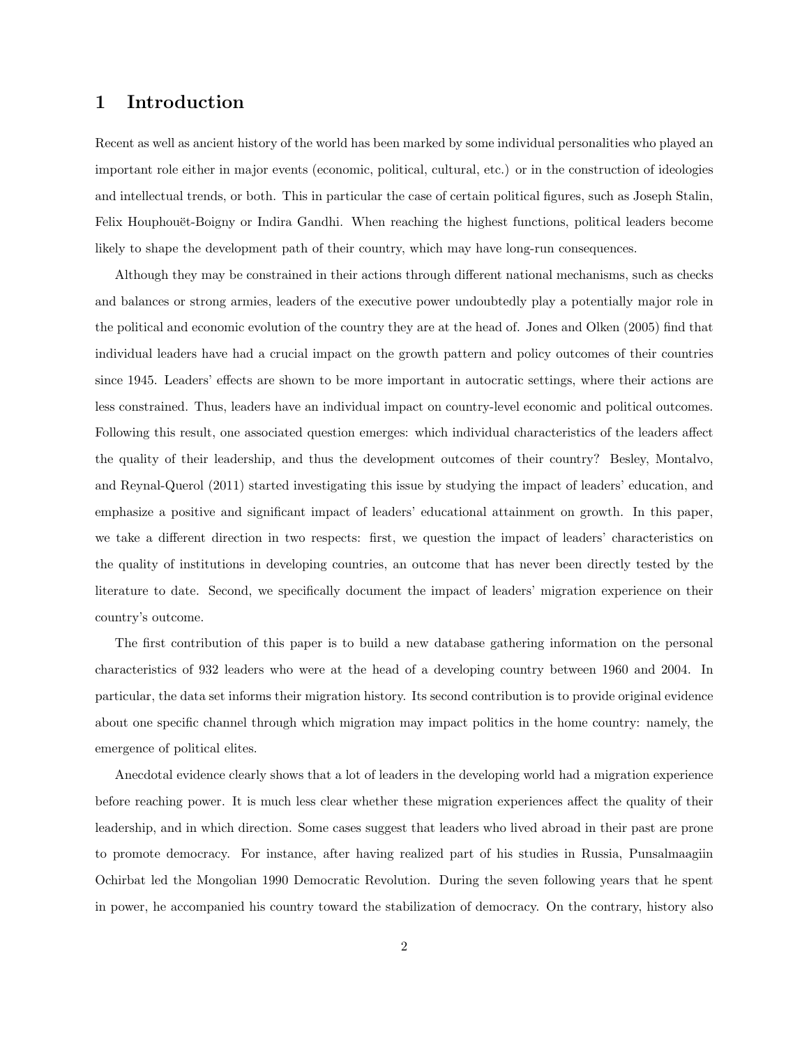# 1 Introduction

Recent as well as ancient history of the world has been marked by some individual personalities who played an important role either in major events (economic, political, cultural, etc.) or in the construction of ideologies and intellectual trends, or both. This in particular the case of certain political figures, such as Joseph Stalin, Felix Houphouët-Boigny or Indira Gandhi. When reaching the highest functions, political leaders become likely to shape the development path of their country, which may have long-run consequences.

Although they may be constrained in their actions through different national mechanisms, such as checks and balances or strong armies, leaders of the executive power undoubtedly play a potentially major role in the political and economic evolution of the country they are at the head of. Jones and Olken (2005) find that individual leaders have had a crucial impact on the growth pattern and policy outcomes of their countries since 1945. Leaders' effects are shown to be more important in autocratic settings, where their actions are less constrained. Thus, leaders have an individual impact on country-level economic and political outcomes. Following this result, one associated question emerges: which individual characteristics of the leaders affect the quality of their leadership, and thus the development outcomes of their country? Besley, Montalvo, and Reynal-Querol (2011) started investigating this issue by studying the impact of leaders' education, and emphasize a positive and significant impact of leaders' educational attainment on growth. In this paper, we take a different direction in two respects: first, we question the impact of leaders' characteristics on the quality of institutions in developing countries, an outcome that has never been directly tested by the literature to date. Second, we specifically document the impact of leaders' migration experience on their country's outcome.

The first contribution of this paper is to build a new database gathering information on the personal characteristics of 932 leaders who were at the head of a developing country between 1960 and 2004. In particular, the data set informs their migration history. Its second contribution is to provide original evidence about one specific channel through which migration may impact politics in the home country: namely, the emergence of political elites.

Anecdotal evidence clearly shows that a lot of leaders in the developing world had a migration experience before reaching power. It is much less clear whether these migration experiences affect the quality of their leadership, and in which direction. Some cases suggest that leaders who lived abroad in their past are prone to promote democracy. For instance, after having realized part of his studies in Russia, Punsalmaagiin Ochirbat led the Mongolian 1990 Democratic Revolution. During the seven following years that he spent in power, he accompanied his country toward the stabilization of democracy. On the contrary, history also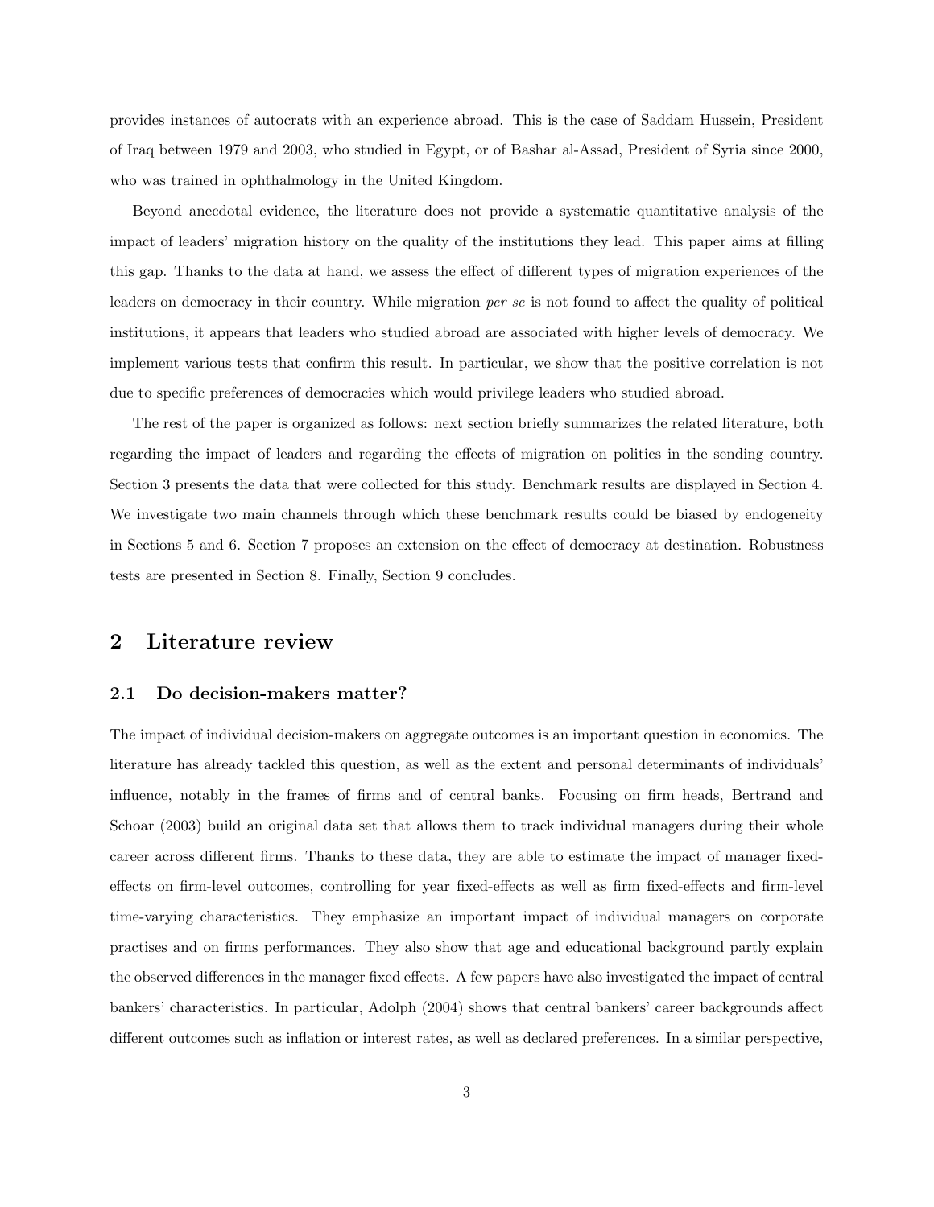provides instances of autocrats with an experience abroad. This is the case of Saddam Hussein, President of Iraq between 1979 and 2003, who studied in Egypt, or of Bashar al-Assad, President of Syria since 2000, who was trained in ophthalmology in the United Kingdom.

Beyond anecdotal evidence, the literature does not provide a systematic quantitative analysis of the impact of leaders' migration history on the quality of the institutions they lead. This paper aims at filling this gap. Thanks to the data at hand, we assess the effect of different types of migration experiences of the leaders on democracy in their country. While migration *per se* is not found to affect the quality of political institutions, it appears that leaders who studied abroad are associated with higher levels of democracy. We implement various tests that confirm this result. In particular, we show that the positive correlation is not due to specific preferences of democracies which would privilege leaders who studied abroad.

The rest of the paper is organized as follows: next section briefly summarizes the related literature, both regarding the impact of leaders and regarding the effects of migration on politics in the sending country. Section 3 presents the data that were collected for this study. Benchmark results are displayed in Section 4. We investigate two main channels through which these benchmark results could be biased by endogeneity in Sections 5 and 6. Section 7 proposes an extension on the effect of democracy at destination. Robustness tests are presented in Section 8. Finally, Section 9 concludes.

## 2 Literature review

### 2.1 Do decision-makers matter?

The impact of individual decision-makers on aggregate outcomes is an important question in economics. The literature has already tackled this question, as well as the extent and personal determinants of individuals' influence, notably in the frames of firms and of central banks. Focusing on firm heads, Bertrand and Schoar (2003) build an original data set that allows them to track individual managers during their whole career across different firms. Thanks to these data, they are able to estimate the impact of manager fixed-effects on firm-level outcomes, controlling for year fixed-effects as well as firm fixed-effects and firm-level time-varying characteristics. They emphasize an important impact of individual managers on corporate practises and on firms performances. They also show that age and educational background partly explain the observed differences in the manager fixed effects. A few papers have also investigated the impact of central bankers' characteristics. In particular, Adolph (2004) shows that central bankers' career backgrounds affect different outcomes such as inflation or interest rates, as well as declared preferences. In a similar perspective,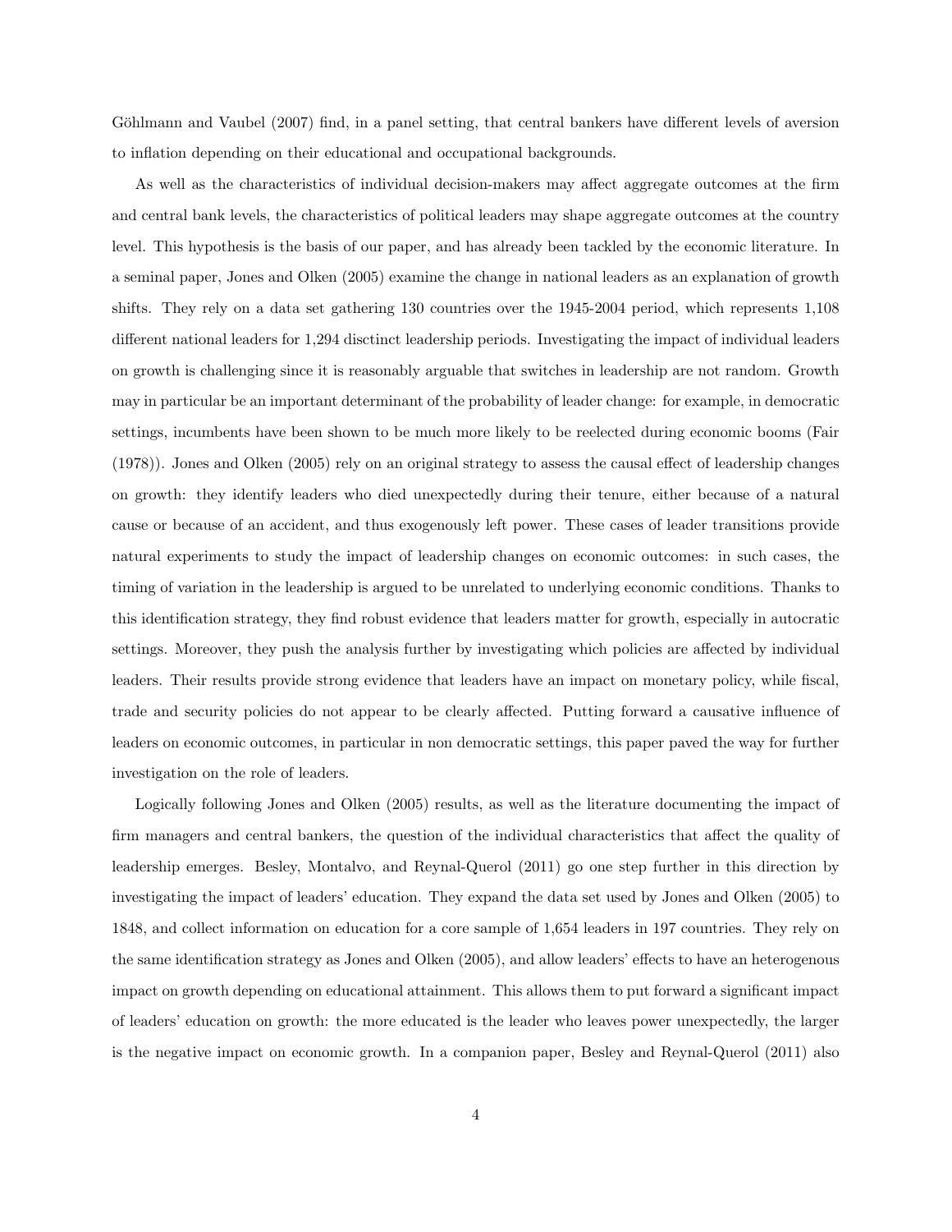Göhlmann and Vaubel (2007) find, in a panel setting, that central bankers have different levels of aversion to inflation depending on their educational and occupational backgrounds.

As well as the characteristics of individual decision-makers may affect aggregate outcomes at the firm and central bank levels, the characteristics of political leaders may shape aggregate outcomes at the country level. This hypothesis is the basis of our paper, and has already been tackled by the economic literature. In a seminal paper, Jones and Olken (2005) examine the change in national leaders as an explanation of growth shifts. They rely on a data set gathering 130 countries over the 1945-2004 period, which represents 1,108 different national leaders for 1,294 disctinct leadership periods. Investigating the impact of individual leaders on growth is challenging since it is reasonably arguable that switches in leadership are not random. Growth may in particular be an important determinant of the probability of leader change: for example, in democratic settings, incumbents have been shown to be much more likely to be reelected during economic booms (Fair (1978)). Jones and Olken (2005) rely on an original strategy to assess the causal effect of leadership changes on growth: they identify leaders who died unexpectedly during their tenure, either because of a natural cause or because of an accident, and thus exogenously left power. These cases of leader transitions provide natural experiments to study the impact of leadership changes on economic outcomes: in such cases, the timing of variation in the leadership is argued to be unrelated to underlying economic conditions. Thanks to this identification strategy, they find robust evidence that leaders matter for growth, especially in autocratic settings. Moreover, they push the analysis further by investigating which policies are affected by individual leaders. Their results provide strong evidence that leaders have an impact on monetary policy, while fiscal, trade and security policies do not appear to be clearly affected. Putting forward a causative influence of leaders on economic outcomes, in particular in non democratic settings, this paper paved the way for further investigation on the role of leaders.

Logically following Jones and Olken (2005) results, as well as the literature documenting the impact of firm managers and central bankers, the question of the individual characteristics that affect the quality of leadership emerges. Besley, Montalvo, and Reynal-Querol (2011) go one step further in this direction by investigating the impact of leaders' education. They expand the data set used by Jones and Olken (2005) to 1848, and collect information on education for a core sample of 1,654 leaders in 197 countries. They rely on the same identification strategy as Jones and Olken (2005), and allow leaders' effects to have an heterogenous impact on growth depending on educational attainment. This allows them to put forward a significant impact of leaders' education on growth: the more educated is the leader who leaves power unexpectedly, the larger is the negative impact on economic growth. In a companion paper, Besley and Reynal-Querol (2011) also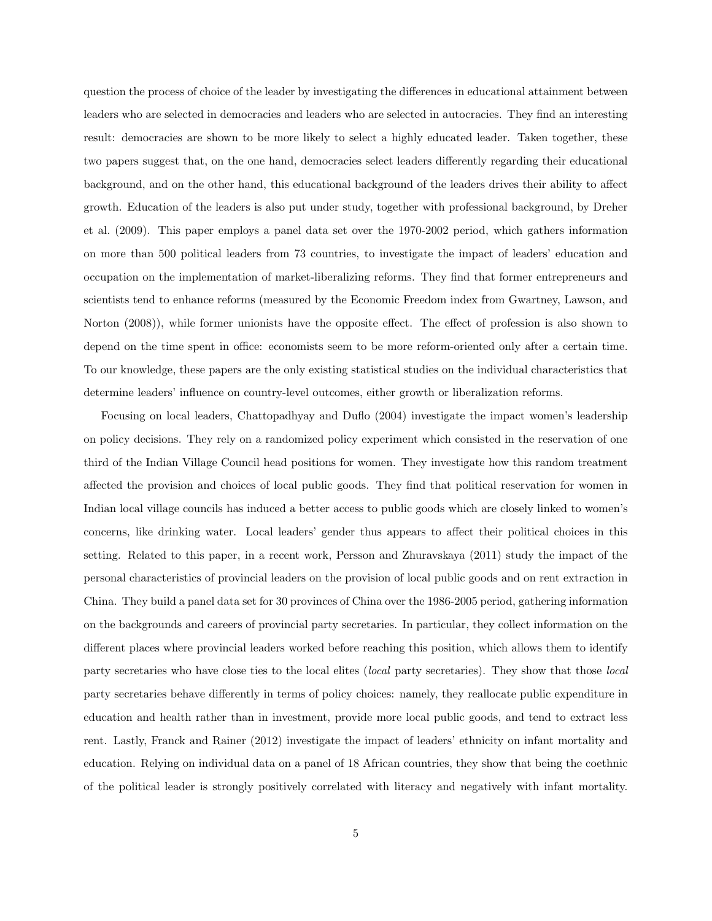question the process of choice of the leader by investigating the differences in educational attainment between leaders who are selected in democracies and leaders who are selected in autocracies. They find an interesting result: democracies are shown to be more likely to select a highly educated leader. Taken together, these two papers suggest that, on the one hand, democracies select leaders differently regarding their educational background, and on the other hand, this educational background of the leaders drives their ability to affect growth. Education of the leaders is also put under study, together with professional background, by Dreher et al. (2009). This paper employs a panel data set over the 1970-2002 period, which gathers information on more than 500 political leaders from 73 countries, to investigate the impact of leaders' education and occupation on the implementation of market-liberalizing reforms. They find that former entrepreneurs and scientists tend to enhance reforms (measured by the Economic Freedom index from Gwartney, Lawson, and Norton (2008)), while former unionists have the opposite effect. The effect of profession is also shown to depend on the time spent in office: economists seem to be more reform-oriented only after a certain time. To our knowledge, these papers are the only existing statistical studies on the individual characteristics that determine leaders' influence on country-level outcomes, either growth or liberalization reforms.

Focusing on local leaders, Chattopadhyay and Duflo (2004) investigate the impact women's leadership on policy decisions. They rely on a randomized policy experiment which consisted in the reservation of one third of the Indian Village Council head positions for women. They investigate how this random treatment affected the provision and choices of local public goods. They find that political reservation for women in Indian local village councils has induced a better access to public goods which are closely linked to women's concerns, like drinking water. Local leaders' gender thus appears to affect their political choices in this setting. Related to this paper, in a recent work, Persson and Zhuravskaya (2011) study the impact of the personal characteristics of provincial leaders on the provision of local public goods and on rent extraction in China. They build a panel data set for 30 provinces of China over the 1986-2005 period, gathering information on the backgrounds and careers of provincial party secretaries. In particular, they collect information on the different places where provincial leaders worked before reaching this position, which allows them to identify party secretaries who have close ties to the local elites (*local* party secretaries). They show that those *local* party secretaries behave differently in terms of policy choices: namely, they reallocate public expenditure in education and health rather than in investment, provide more local public goods, and tend to extract less rent. Lastly, Franck and Rainer (2012) investigate the impact of leaders' ethnicity on infant mortality and education. Relying on individual data on a panel of 18 African countries, they show that being the coethnic of the political leader is strongly positively correlated with literacy and negatively with infant mortality.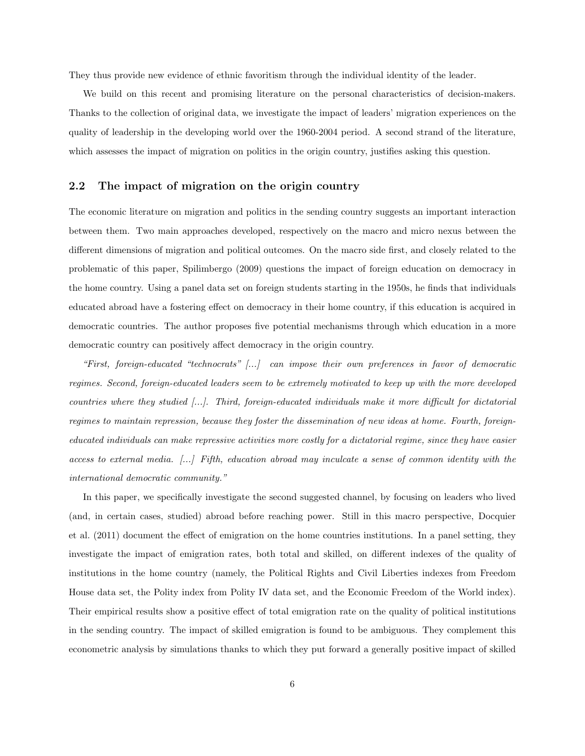They thus provide new evidence of ethnic favoritism through the individual identity of the leader.

We build on this recent and promising literature on the personal characteristics of decision-makers. Thanks to the collection of original data, we investigate the impact of leaders' migration experiences on the quality of leadership in the developing world over the 1960-2004 period. A second strand of the literature, which assesses the impact of migration on politics in the origin country, justifies asking this question.

## 2.2 The impact of migration on the origin country

The economic literature on migration and politics in the sending country suggests an important interaction between them. Two main approaches developed, respectively on the macro and micro nexus between the different dimensions of migration and political outcomes. On the macro side first, and closely related to the problematic of this paper, Spilimbergo (2009) questions the impact of foreign education on democracy in the home country. Using a panel data set on foreign students starting in the 1950s, he finds that individuals educated abroad have a fostering effect on democracy in their home country, if this education is acquired in democratic countries. The author proposes five potential mechanisms through which education in a more democratic country can positively affect democracy in the origin country.

*"First, foreign-educated "technocrats" [...] can impose their own preferences in favor of democratic regimes. Second, foreign-educated leaders seem to be extremely motivated to keep up with the more developed countries where they studied [...]. Third, foreign-educated individuals make it more difficult for dictatorial regimes to maintain repression, because they foster the dissemination of new ideas at home. Fourth, foreign-educated individuals can make repressive activities more costly for a dictatorial regime, since they have easier access to external media. [...] Fifth, education abroad may inculcate a sense of common identity with the international democratic community."*

In this paper, we specifically investigate the second suggested channel, by focusing on leaders who lived (and, in certain cases, studied) abroad before reaching power. Still in this macro perspective, Docquier et al. (2011) document the effect of emigration on the home countries institutions. In a panel setting, they investigate the impact of emigration rates, both total and skilled, on different indexes of the quality of institutions in the home country (namely, the Political Rights and Civil Liberties indexes from Freedom House data set, the Polity index from Polity IV data set, and the Economic Freedom of the World index). Their empirical results show a positive effect of total emigration rate on the quality of political institutions in the sending country. The impact of skilled emigration is found to be ambiguous. They complement this econometric analysis by simulations thanks to which they put forward a generally positive impact of skilled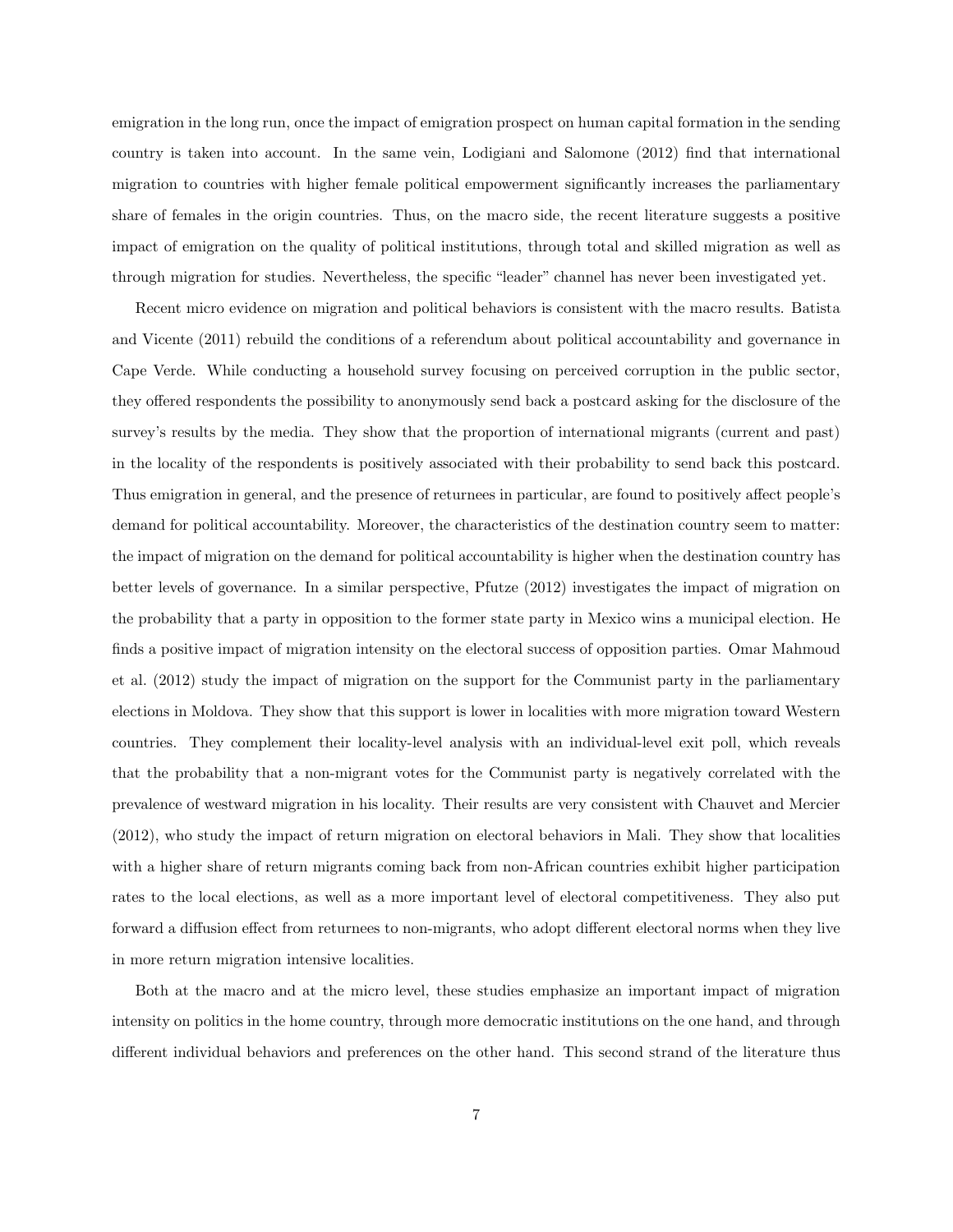emigration in the long run, once the impact of emigration prospect on human capital formation in the sending country is taken into account. In the same vein, Lodigiani and Salomone (2012) find that international migration to countries with higher female political empowerment significantly increases the parliamentary share of females in the origin countries. Thus, on the macro side, the recent literature suggests a positive impact of emigration on the quality of political institutions, through total and skilled migration as well as through migration for studies. Nevertheless, the specific "leader" channel has never been investigated yet.

Recent micro evidence on migration and political behaviors is consistent with the macro results. Batista and Vicente (2011) rebuild the conditions of a referendum about political accountability and governance in Cape Verde. While conducting a household survey focusing on perceived corruption in the public sector, they offered respondents the possibility to anonymously send back a postcard asking for the disclosure of the survey's results by the media. They show that the proportion of international migrants (current and past) in the locality of the respondents is positively associated with their probability to send back this postcard. Thus emigration in general, and the presence of returnees in particular, are found to positively affect people's demand for political accountability. Moreover, the characteristics of the destination country seem to matter: the impact of migration on the demand for political accountability is higher when the destination country has better levels of governance. In a similar perspective, Pfutze (2012) investigates the impact of migration on the probability that a party in opposition to the former state party in Mexico wins a municipal election. He finds a positive impact of migration intensity on the electoral success of opposition parties. Omar Mahmoud et al. (2012) study the impact of migration on the support for the Communist party in the parliamentary elections in Moldova. They show that this support is lower in localities with more migration toward Western countries. They complement their locality-level analysis with an individual-level exit poll, which reveals that the probability that a non-migrant votes for the Communist party is negatively correlated with the prevalence of westward migration in his locality. Their results are very consistent with Chauvet and Mercier (2012), who study the impact of return migration on electoral behaviors in Mali. They show that localities with a higher share of return migrants coming back from non-African countries exhibit higher participation rates to the local elections, as well as a more important level of electoral competitiveness. They also put forward a diffusion effect from returnees to non-migrants, who adopt different electoral norms when they live in more return migration intensive localities.

Both at the macro and at the micro level, these studies emphasize an important impact of migration intensity on politics in the home country, through more democratic institutions on the one hand, and through different individual behaviors and preferences on the other hand. This second strand of the literature thus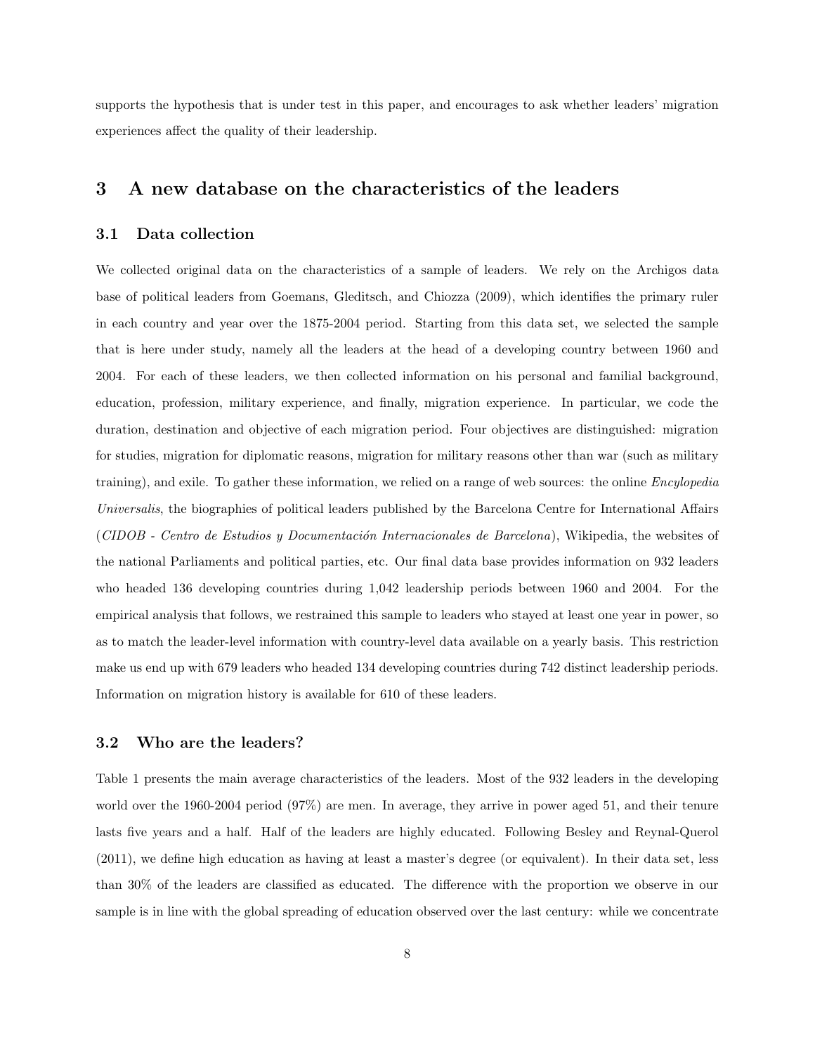supports the hypothesis that is under test in this paper, and encourages to ask whether leaders' migration experiences affect the quality of their leadership.

# 3 A new database on the characteristics of the leaders

## 3.1 Data collection

We collected original data on the characteristics of a sample of leaders. We rely on the Archigos data base of political leaders from Goemans, Gleditsch, and Chiozza (2009), which identifies the primary ruler in each country and year over the 1875-2004 period. Starting from this data set, we selected the sample that is here under study, namely all the leaders at the head of a developing country between 1960 and 2004. For each of these leaders, we then collected information on his personal and familial background, education, profession, military experience, and finally, migration experience. In particular, we code the duration, destination and objective of each migration period. Four objectives are distinguished: migration for studies, migration for diplomatic reasons, migration for military reasons other than war (such as military training), and exile. To gather these information, we relied on a range of web sources: the online *Encylopedia Universalis*, the biographies of political leaders published by the Barcelona Centre for International Affairs (*CIDOB - Centro de Estudios y Documentación Internacionales de Barcelona*), Wikipedia, the websites of the national Parliaments and political parties, etc. Our final data base provides information on 932 leaders who headed 136 developing countries during 1,042 leadership periods between 1960 and 2004. For the empirical analysis that follows, we restrained this sample to leaders who stayed at least one year in power, so as to match the leader-level information with country-level data available on a yearly basis. This restriction make us end up with 679 leaders who headed 134 developing countries during 742 distinct leadership periods. Information on migration history is available for 610 of these leaders.

## 3.2 Who are the leaders?

Table 1 presents the main average characteristics of the leaders. Most of the 932 leaders in the developing world over the 1960-2004 period (97%) are men. In average, they arrive in power aged 51, and their tenure lasts five years and a half. Half of the leaders are highly educated. Following Besley and Reynal-Querol (2011), we define high education as having at least a master's degree (or equivalent). In their data set, less than 30% of the leaders are classified as educated. The difference with the proportion we observe in our sample is in line with the global spreading of education observed over the last century: while we concentrate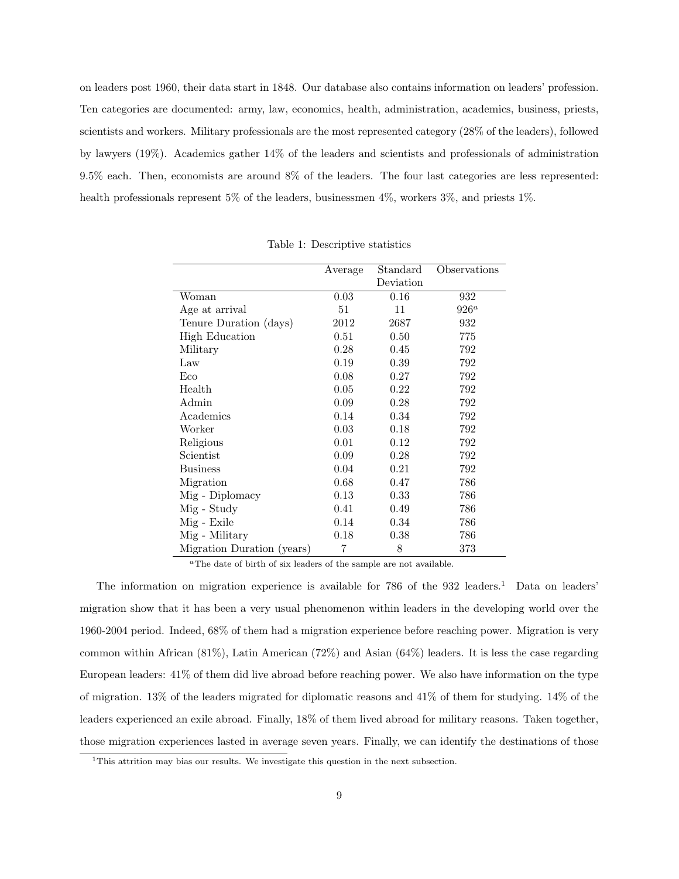on leaders post 1960, their data start in 1848. Our database also contains information on leaders' profession. Ten categories are documented: army, law, economics, health, administration, academics, business, priests, scientists and workers. Military professionals are the most represented category (28% of the leaders), followed by lawyers (19%). Academics gather 14% of the leaders and scientists and professionals of administration 9.5% each. Then, economists are around 8% of the leaders. The four last categories are less represented: health professionals represent 5% of the leaders, businessmen 4%, workers 3%, and priests 1%.

Table 1: Descriptive statistics

| | Average | Standard Deviation | Observations |
|---|---|---|---|
| Woman | 0.03 | 0.16 | 932 |
| Age at arrival | 51 | 11 | 926[a] |
| Tenure Duration (days) | 2012 | 2687 | 932 |
| High Education | 0.51 | 0.50 | 775 |
| Military | 0.28 | 0.45 | 792 |
| Law | 0.19 | 0.39 | 792 |
| Eco | 0.08 | 0.27 | 792 |
| Health | 0.05 | 0.22 | 792 |
| Admin | 0.09 | 0.28 | 792 |
| Academics | 0.14 | 0.34 | 792 |
| Worker | 0.03 | 0.18 | 792 |
| Religious | 0.01 | 0.12 | 792 |
| Scientist | 0.09 | 0.28 | 792 |
| Business | 0.04 | 0.21 | 792 |
| Migration | 0.68 | 0.47 | 786 |
| Mig - Diplomacy | 0.13 | 0.33 | 786 |
| Mig - Study | 0.41 | 0.49 | 786 |
| Mig - Exile | 0.14 | 0.34 | 786 |
| Mig - Military | 0.18 | 0.38 | 786 |
| Migration Duration (years) | 7 | 8 | 373 |

[a] The date of birth of six leaders of the sample are not available.

The information on migration experience is available for 786 of the 932 leaders.[1] Data on leaders' migration show that it has been a very usual phenomenon within leaders in the developing world over the 1960-2004 period. Indeed, 68% of them had a migration experience before reaching power. Migration is very common within African (81%), Latin American (72%) and Asian (64%) leaders. It is less the case regarding European leaders: 41% of them did live abroad before reaching power. We also have information on the type of migration. 13% of the leaders migrated for diplomatic reasons and 41% of them for studying. 14% of the leaders experienced an exile abroad. Finally, 18% of them lived abroad for military reasons. Taken together, those migration experiences lasted in average seven years. Finally, we can identify the destinations of those

[1] This attrition may bias our results. We investigate this question in the next subsection.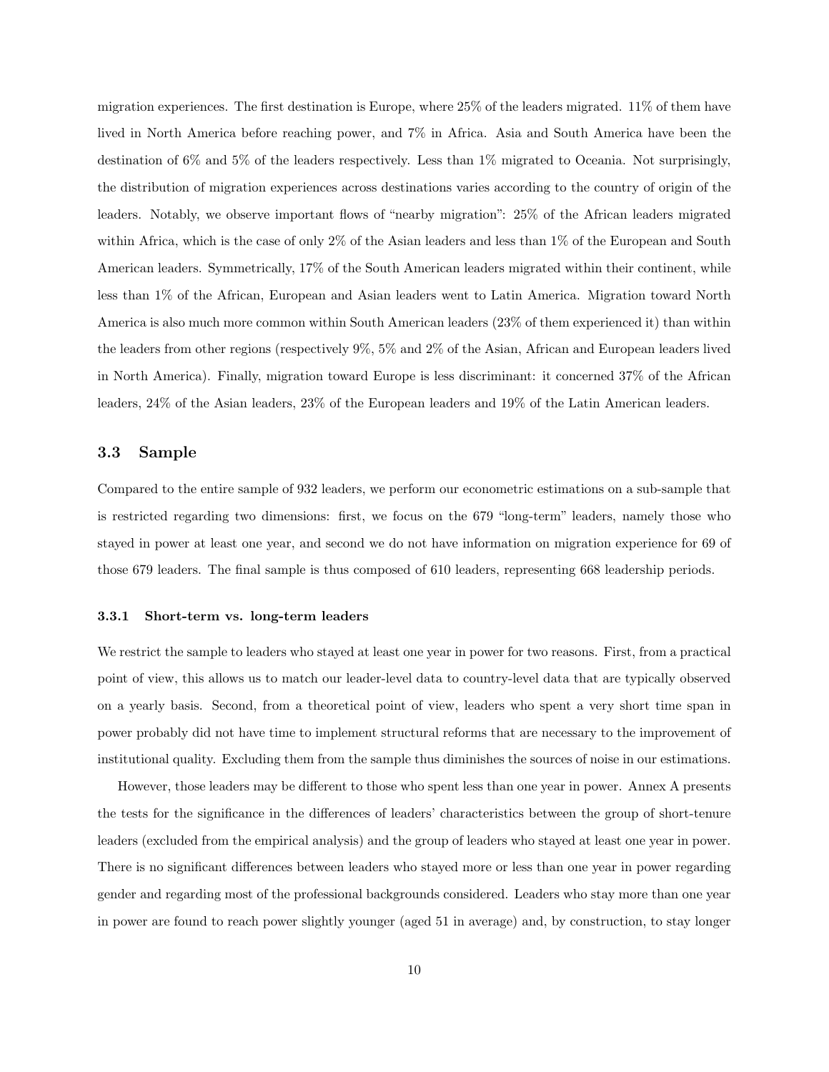migration experiences. The first destination is Europe, where 25% of the leaders migrated. 11% of them have lived in North America before reaching power, and 7% in Africa. Asia and South America have been the destination of 6% and 5% of the leaders respectively. Less than 1% migrated to Oceania. Not surprisingly, the distribution of migration experiences across destinations varies according to the country of origin of the leaders. Notably, we observe important flows of "nearby migration": 25% of the African leaders migrated within Africa, which is the case of only 2% of the Asian leaders and less than 1% of the European and South American leaders. Symmetrically, 17% of the South American leaders migrated within their continent, while less than 1% of the African, European and Asian leaders went to Latin America. Migration toward North America is also much more common within South American leaders (23% of them experienced it) than within the leaders from other regions (respectively 9%, 5% and 2% of the Asian, African and European leaders lived in North America). Finally, migration toward Europe is less discriminant: it concerned 37% of the African leaders, 24% of the Asian leaders, 23% of the European leaders and 19% of the Latin American leaders.

## 3.3 Sample

Compared to the entire sample of 932 leaders, we perform our econometric estimations on a sub-sample that is restricted regarding two dimensions: first, we focus on the 679 "long-term" leaders, namely those who stayed in power at least one year, and second we do not have information on migration experience for 69 of those 679 leaders. The final sample is thus composed of 610 leaders, representing 668 leadership periods.

### 3.3.1 Short-term vs. long-term leaders

We restrict the sample to leaders who stayed at least one year in power for two reasons. First, from a practical point of view, this allows us to match our leader-level data to country-level data that are typically observed on a yearly basis. Second, from a theoretical point of view, leaders who spent a very short time span in power probably did not have time to implement structural reforms that are necessary to the improvement of institutional quality. Excluding them from the sample thus diminishes the sources of noise in our estimations.

However, those leaders may be different to those who spent less than one year in power. Annex A presents the tests for the significance in the differences of leaders' characteristics between the group of short-tenure leaders (excluded from the empirical analysis) and the group of leaders who stayed at least one year in power. There is no significant differences between leaders who stayed more or less than one year in power regarding gender and regarding most of the professional backgrounds considered. Leaders who stay more than one year in power are found to reach power slightly younger (aged 51 in average) and, by construction, to stay longer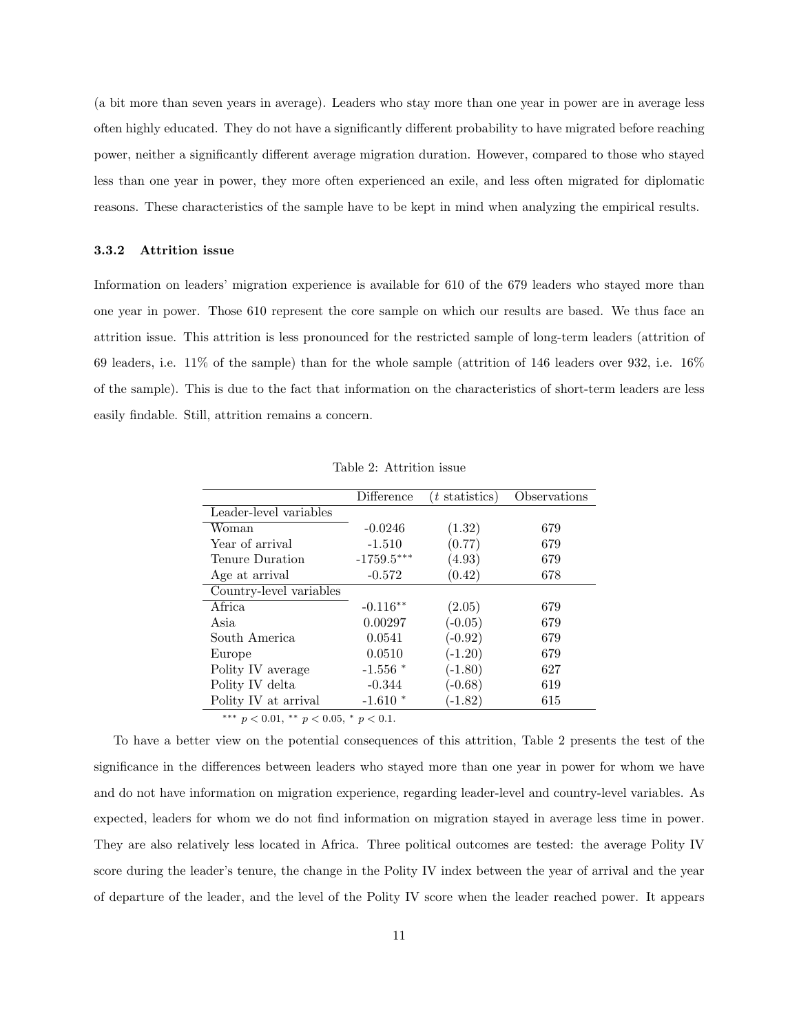(a bit more than seven years in average). Leaders who stay more than one year in power are in average less often highly educated. They do not have a significantly different probability to have migrated before reaching power, neither a significantly different average migration duration. However, compared to those who stayed less than one year in power, they more often experienced an exile, and less often migrated for diplomatic reasons. These characteristics of the sample have to be kept in mind when analyzing the empirical results.

### 3.3.2 Attrition issue

Information on leaders' migration experience is available for 610 of the 679 leaders who stayed more than one year in power. Those 610 represent the core sample on which our results are based. We thus face an attrition issue. This attrition is less pronounced for the restricted sample of long-term leaders (attrition of 69 leaders, i.e. 11% of the sample) than for the whole sample (attrition of 146 leaders over 932, i.e. 16% of the sample). This is due to the fact that information on the characteristics of short-term leaders are less easily findable. Still, attrition remains a concern.

Table 2: Attrition issue

| | Difference | ($t$ statistics) | Observations |
|---|---|---|---|
| Leader-level variables | | | |
| Woman | -0.0246 | (1.32) | 679 |
| Year of arrival | -1.510 | (0.77) | 679 |
| Tenure Duration | -1759.5*** | (4.93) | 679 |
| Age at arrival | -0.572 | (0.42) | 678 |
| Country-level variables | | | |
| Africa | -0.116** | (2.05) | 679 |
| Asia | 0.00297 | (-0.05) | 679 |
| South America | 0.0541 | (-0.92) | 679 |
| Europe | 0.0510 | (-1.20) | 679 |
| Polity IV average | -1.556 * | (-1.80) | 627 |
| Polity IV delta | -0.344 | (-0.68) | 619 |
| Polity IV at arrival | -1.610 * | (-1.82) | 615 |

*** $p < 0.01$, ** $p < 0.05$, * $p < 0.1$.

To have a better view on the potential consequences of this attrition, Table 2 presents the test of the significance in the differences between leaders who stayed more than one year in power for whom we have and do not have information on migration experience, regarding leader-level and country-level variables. As expected, leaders for whom we do not find information on migration stayed in average less time in power. They are also relatively less located in Africa. Three political outcomes are tested: the average Polity IV score during the leader's tenure, the change in the Polity IV index between the year of arrival and the year of departure of the leader, and the level of the Polity IV score when the leader reached power. It appears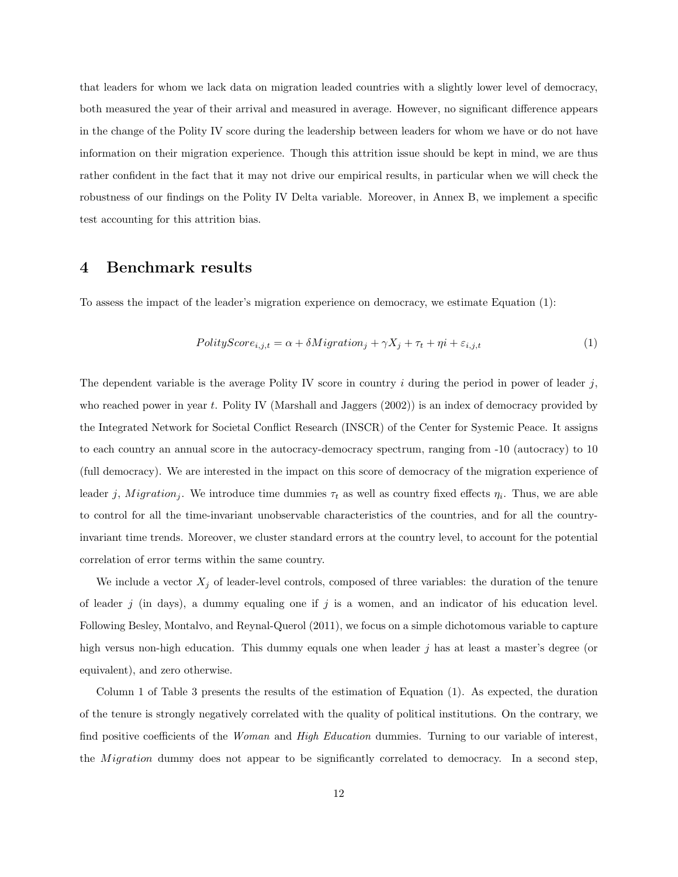that leaders for whom we lack data on migration leaded countries with a slightly lower level of democracy, both measured the year of their arrival and measured in average. However, no significant difference appears in the change of the Polity IV score during the leadership between leaders for whom we have or do not have information on their migration experience. Though this attrition issue should be kept in mind, we are thus rather confident in the fact that it may not drive our empirical results, in particular when we will check the robustness of our findings on the Polity IV Delta variable. Moreover, in Annex B, we implement a specific test accounting for this attrition bias.

# 4 Benchmark results

To assess the impact of the leader's migration experience on democracy, we estimate Equation (1):

$$PolityScore_{i,j,t} = \alpha + \delta Migration_j + \gamma X_j + \tau_t + \eta i + \varepsilon_{i,j,t} \tag{1}$$

The dependent variable is the average Polity IV score in country $i$ during the period in power of leader $j$, who reached power in year $t$. Polity IV (Marshall and Jaggers (2002)) is an index of democracy provided by the Integrated Network for Societal Conflict Research (INSCR) of the Center for Systemic Peace. It assigns to each country an annual score in the autocracy-democracy spectrum, ranging from -10 (autocracy) to 10 (full democracy). We are interested in the impact on this score of democracy of the migration experience of leader $j$, $Migration_j$. We introduce time dummies $\tau_t$ as well as country fixed effects $\eta_i$. Thus, we are able to control for all the time-invariant unobservable characteristics of the countries, and for all the country-invariant time trends. Moreover, we cluster standard errors at the country level, to account for the potential correlation of error terms within the same country.

We include a vector $X_j$ of leader-level controls, composed of three variables: the duration of the tenure of leader $j$ (in days), a dummy equaling one if $j$ is a women, and an indicator of his education level. Following Besley, Montalvo, and Reynal-Querol (2011), we focus on a simple dichotomous variable to capture high versus non-high education. This dummy equals one when leader $j$ has at least a master's degree (or equivalent), and zero otherwise.

Column 1 of Table 3 presents the results of the estimation of Equation (1). As expected, the duration of the tenure is strongly negatively correlated with the quality of political institutions. On the contrary, we find positive coefficients of the *Woman* and *High Education* dummies. Turning to our variable of interest, the $Migration$ dummy does not appear to be significantly correlated to democracy. In a second step,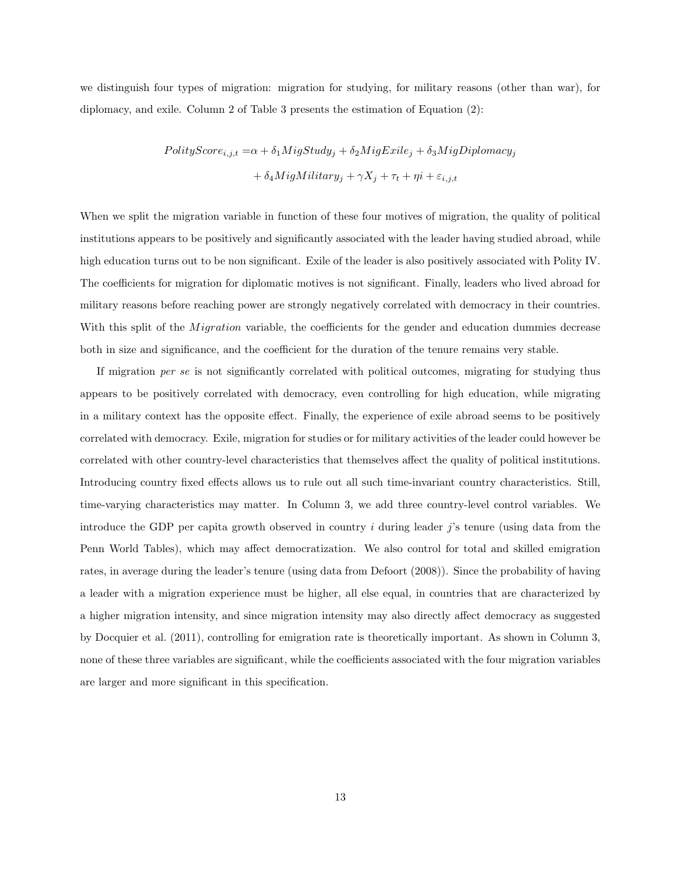we distinguish four types of migration: migration for studying, for military reasons (other than war), for diplomacy, and exile. Column 2 of Table 3 presents the estimation of Equation (2):

$$
\begin{aligned}
PolityScore_{i,j,t} =& \alpha + \delta_1 MigStudy_j + \delta_2 MigExile_j + \delta_3 MigDiplomacy_j \\
& + \delta_4 MigMilitary_j + \gamma X_j + \tau_t + \eta i + \varepsilon_{i,j,t}
\end{aligned}
$$

When we split the migration variable in function of these four motives of migration, the quality of political institutions appears to be positively and significantly associated with the leader having studied abroad, while high education turns out to be non significant. Exile of the leader is also positively associated with Polity IV. The coefficients for migration for diplomatic motives is not significant. Finally, leaders who lived abroad for military reasons before reaching power are strongly negatively correlated with democracy in their countries. With this split of the $Migration$ variable, the coefficients for the gender and education dummies decrease both in size and significance, and the coefficient for the duration of the tenure remains very stable.

If migration *per se* is not significantly correlated with political outcomes, migrating for studying thus appears to be positively correlated with democracy, even controlling for high education, while migrating in a military context has the opposite effect. Finally, the experience of exile abroad seems to be positively correlated with democracy. Exile, migration for studies or for military activities of the leader could however be correlated with other country-level characteristics that themselves affect the quality of political institutions. Introducing country fixed effects allows us to rule out all such time-invariant country characteristics. Still, time-varying characteristics may matter. In Column 3, we add three country-level control variables. We introduce the GDP per capita growth observed in country $i$ during leader $j$'s tenure (using data from the Penn World Tables), which may affect democratization. We also control for total and skilled emigration rates, in average during the leader's tenure (using data from Defoort (2008)). Since the probability of having a leader with a migration experience must be higher, all else equal, in countries that are characterized by a higher migration intensity, and since migration intensity may also directly affect democracy as suggested by Docquier et al. (2011), controlling for emigration rate is theoretically important. As shown in Column 3, none of these three variables are significant, while the coefficients associated with the four migration variables are larger and more significant in this specification.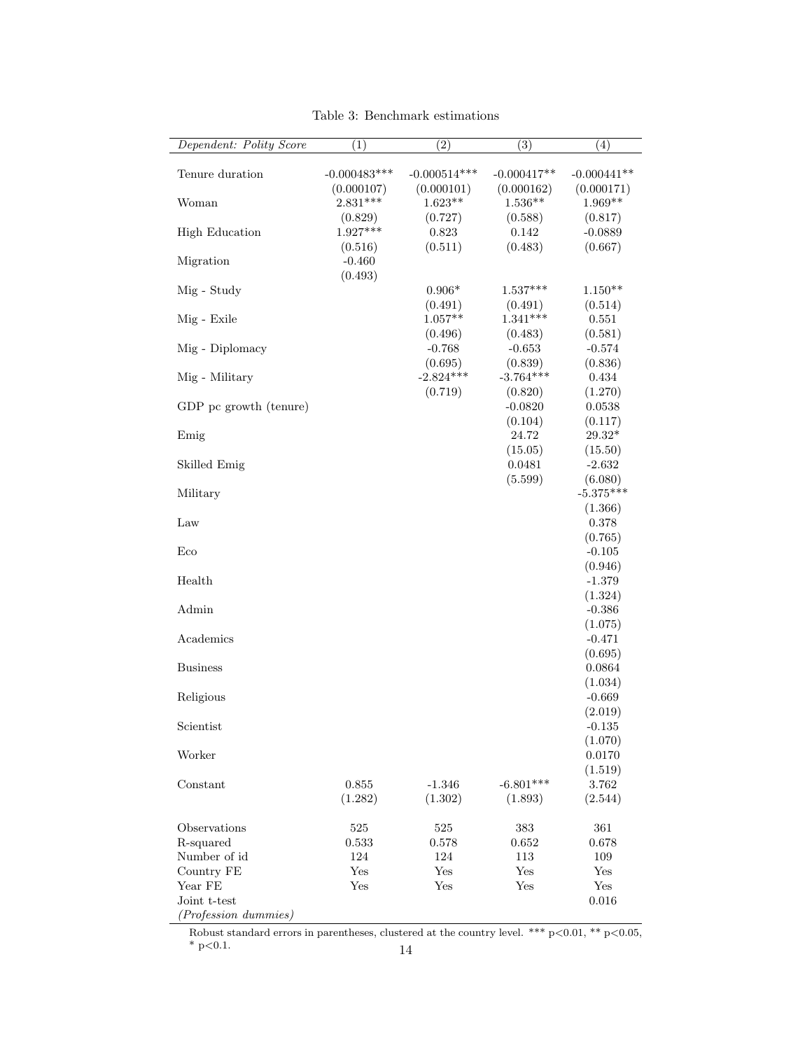Table 3: Benchmark estimations

| *Dependent: Polity Score* | (1) | (2) | (3) | (4) |
|---|---|---|---|---|
| Tenure duration | -0.000483*** | -0.000514*** | -0.000417** | -0.000441** |
| | (0.000107) | (0.000101) | (0.000162) | (0.000171) |
| Woman | 2.831*** | 1.623** | 1.536** | 1.969** |
| | (0.829) | (0.727) | (0.588) | (0.817) |
| High Education | 1.927*** | 0.823 | 0.142 | -0.0889 |
| | (0.516) | (0.511) | (0.483) | (0.667) |
| Migration | -0.460 | | | |
| | (0.493) | | | |
| Mig - Study | | 0.906* | 1.537*** | 1.150** |
| | | (0.491) | (0.491) | (0.514) |
| Mig - Exile | | 1.057** | 1.341*** | 0.551 |
| | | (0.496) | (0.483) | (0.581) |
| Mig - Diplomacy | | -0.768 | -0.653 | -0.574 |
| | | (0.695) | (0.839) | (0.836) |
| Mig - Military | | -2.824*** | -3.764*** | 0.434 |
| | | (0.719) | (0.820) | (1.270) |
| GDP pc growth (tenure) | | | -0.0820 | 0.0538 |
| | | | (0.104) | (0.117) |
| Emig | | | 24.72 | 29.32* |
| | | | (15.05) | (15.50) |
| Skilled Emig | | | 0.0481 | -2.632 |
| | | | (5.599) | (6.080) |
| Military | | | | -5.375*** |
| | | | | (1.366) |
| Law | | | | 0.378 |
| | | | | (0.765) |
| Eco | | | | -0.105 |
| | | | | (0.946) |
| Health | | | | -1.379 |
| | | | | (1.324) |
| Admin | | | | -0.386 |
| | | | | (1.075) |
| Academics | | | | -0.471 |
| | | | | (0.695) |
| Business | | | | 0.0864 |
| | | | | (1.034) |
| Religious | | | | -0.669 |
| | | | | (2.019) |
| Scientist | | | | -0.135 |
| | | | | (1.070) |
| Worker | | | | 0.0170 |
| | | | | (1.519) |
| Constant | 0.855 | -1.346 | -6.801*** | 3.762 |
| | (1.282) | (1.302) | (1.893) | (2.544) |
| Observations | 525 | 525 | 383 | 361 |
| R-squared | 0.533 | 0.578 | 0.652 | 0.678 |
| Number of id | 124 | 124 | 113 | 109 |
| Country FE | Yes | Yes | Yes | Yes |
| Year FE | Yes | Yes | Yes | Yes |
| Joint t-test *(Profession dummies)* | | | | 0.016 |

Robust standard errors in parentheses, clustered at the country level. *** p<0.01, ** p<0.05, * p<0.1.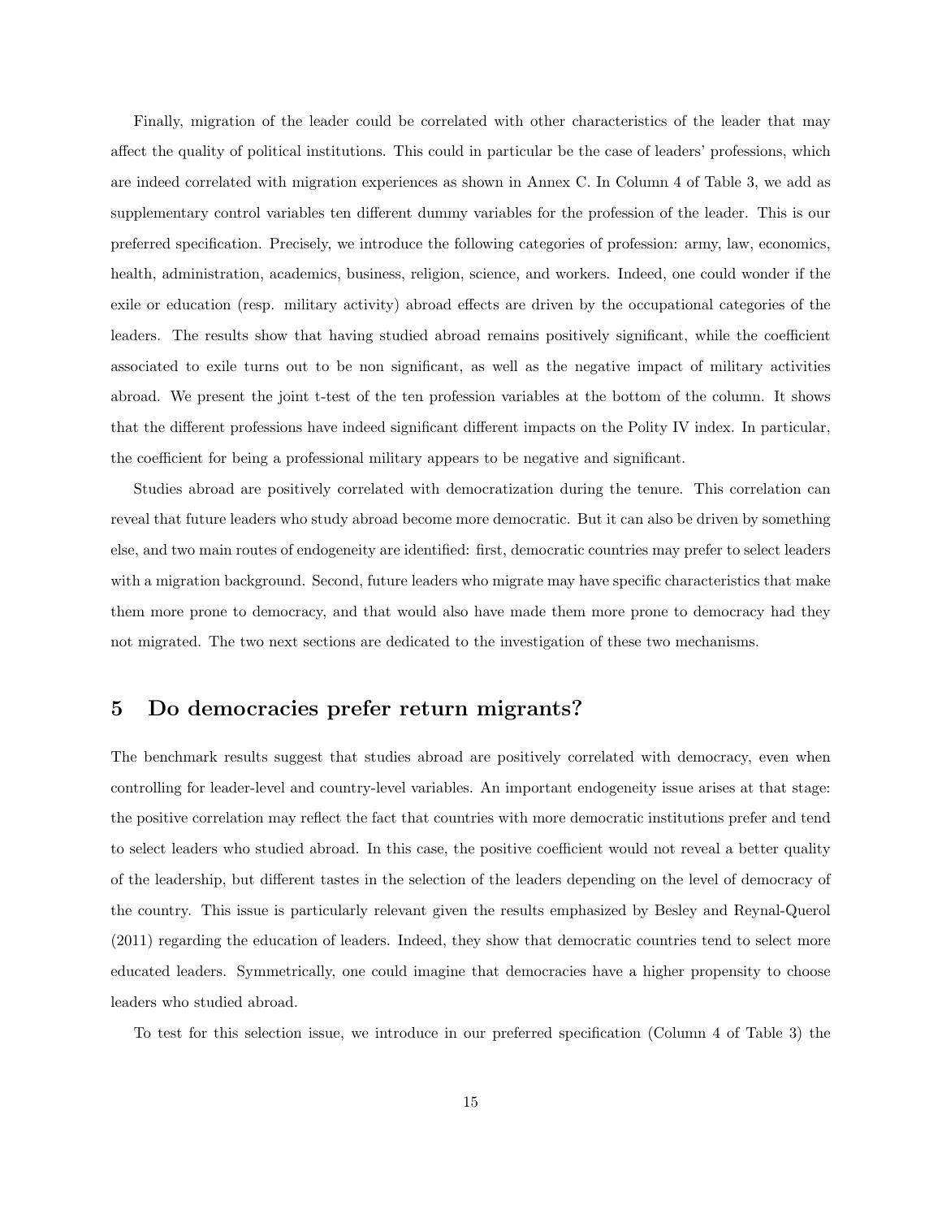Finally, migration of the leader could be correlated with other characteristics of the leader that may affect the quality of political institutions. This could in particular be the case of leaders' professions, which are indeed correlated with migration experiences as shown in Annex C. In Column 4 of Table 3, we add as supplementary control variables ten different dummy variables for the profession of the leader. This is our preferred specification. Precisely, we introduce the following categories of profession: army, law, economics, health, administration, academics, business, religion, science, and workers. Indeed, one could wonder if the exile or education (resp. military activity) abroad effects are driven by the occupational categories of the leaders. The results show that having studied abroad remains positively significant, while the coefficient associated to exile turns out to be non significant, as well as the negative impact of military activities abroad. We present the joint t-test of the ten profession variables at the bottom of the column. It shows that the different professions have indeed significant different impacts on the Polity IV index. In particular, the coefficient for being a professional military appears to be negative and significant.

Studies abroad are positively correlated with democratization during the tenure. This correlation can reveal that future leaders who study abroad become more democratic. But it can also be driven by something else, and two main routes of endogeneity are identified: first, democratic countries may prefer to select leaders with a migration background. Second, future leaders who migrate may have specific characteristics that make them more prone to democracy, and that would also have made them more prone to democracy had they not migrated. The two next sections are dedicated to the investigation of these two mechanisms.

# 5 Do democracies prefer return migrants?

The benchmark results suggest that studies abroad are positively correlated with democracy, even when controlling for leader-level and country-level variables. An important endogeneity issue arises at that stage: the positive correlation may reflect the fact that countries with more democratic institutions prefer and tend to select leaders who studied abroad. In this case, the positive coefficient would not reveal a better quality of the leadership, but different tastes in the selection of the leaders depending on the level of democracy of the country. This issue is particularly relevant given the results emphasized by Besley and Reynal-Querol (2011) regarding the education of leaders. Indeed, they show that democratic countries tend to select more educated leaders. Symmetrically, one could imagine that democracies have a higher propensity to choose leaders who studied abroad.

To test for this selection issue, we introduce in our preferred specification (Column 4 of Table 3) the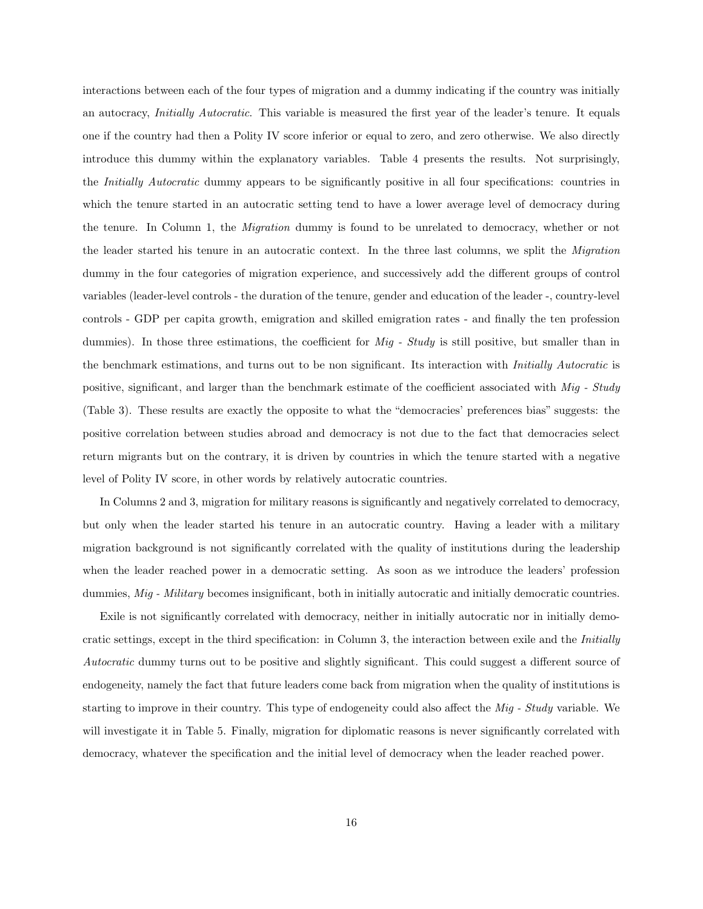interactions between each of the four types of migration and a dummy indicating if the country was initially an autocracy, *Initially Autocratic*. This variable is measured the first year of the leader's tenure. It equals one if the country had then a Polity IV score inferior or equal to zero, and zero otherwise. We also directly introduce this dummy within the explanatory variables. Table 4 presents the results. Not surprisingly, the *Initially Autocratic* dummy appears to be significantly positive in all four specifications: countries in which the tenure started in an autocratic setting tend to have a lower average level of democracy during the tenure. In Column 1, the *Migration* dummy is found to be unrelated to democracy, whether or not the leader started his tenure in an autocratic context. In the three last columns, we split the *Migration* dummy in the four categories of migration experience, and successively add the different groups of control variables (leader-level controls - the duration of the tenure, gender and education of the leader -, country-level controls - GDP per capita growth, emigration and skilled emigration rates - and finally the ten profession dummies). In those three estimations, the coefficient for *Mig - Study* is still positive, but smaller than in the benchmark estimations, and turns out to be non significant. Its interaction with *Initially Autocratic* is positive, significant, and larger than the benchmark estimate of the coefficient associated with *Mig - Study* (Table 3). These results are exactly the opposite to what the "democracies' preferences bias" suggests: the positive correlation between studies abroad and democracy is not due to the fact that democracies select return migrants but on the contrary, it is driven by countries in which the tenure started with a negative level of Polity IV score, in other words by relatively autocratic countries.

In Columns 2 and 3, migration for military reasons is significantly and negatively correlated to democracy, but only when the leader started his tenure in an autocratic country. Having a leader with a military migration background is not significantly correlated with the quality of institutions during the leadership when the leader reached power in a democratic setting. As soon as we introduce the leaders' profession dummies, *Mig - Military* becomes insignificant, both in initially autocratic and initially democratic countries.

Exile is not significantly correlated with democracy, neither in initially autocratic nor in initially democratic settings, except in the third specification: in Column 3, the interaction between exile and the *Initially Autocratic* dummy turns out to be positive and slightly significant. This could suggest a different source of endogeneity, namely the fact that future leaders come back from migration when the quality of institutions is starting to improve in their country. This type of endogeneity could also affect the *Mig - Study* variable. We will investigate it in Table 5. Finally, migration for diplomatic reasons is never significantly correlated with democracy, whatever the specification and the initial level of democracy when the leader reached power.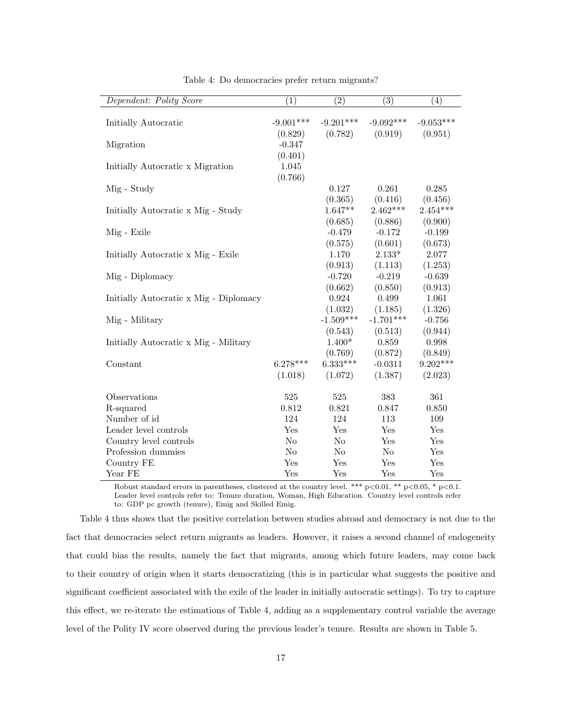Table 4: Do democracies prefer return migrants?

| *Dependent: Polity Score* | (1) | (2) | (3) | (4) |
|---|---|---|---|---|
| Initially Autocratic | -9.001*** | -9.201*** | -9.092*** | -9.053*** |
| | (0.829) | (0.782) | (0.919) | (0.951) |
| Migration | -0.347 | | | |
| | (0.401) | | | |
| Initially Autocratic x Migration | 1.045 | | | |
| | (0.766) | | | |
| Mig - Study | | 0.127 | 0.261 | 0.285 |
| | | (0.365) | (0.416) | (0.456) |
| Initially Autocratic x Mig - Study | | 1.647** | 2.462*** | 2.454*** |
| | | (0.685) | (0.886) | (0.900) |
| Mig - Exile | | -0.479 | -0.172 | -0.199 |
| | | (0.575) | (0.601) | (0.673) |
| Initially Autocratic x Mig - Exile | | 1.170 | 2.133* | 2.077 |
| | | (0.913) | (1.113) | (1.253) |
| Mig - Diplomacy | | -0.720 | -0.219 | -0.639 |
| | | (0.662) | (0.850) | (0.913) |
| Initially Autocratic x Mig - Diplomacy | | 0.924 | 0.499 | 1.061 |
| | | (1.032) | (1.185) | (1.326) |
| Mig - Military | | -1.509*** | -1.701*** | -0.756 |
| | | (0.543) | (0.513) | (0.944) |
| Initially Autocratic x Mig - Military | | 1.400* | 0.859 | 0.998 |
| | | (0.769) | (0.872) | (0.849) |
| Constant | 6.278*** | 6.333*** | -0.0311 | 9.202*** |
| | (1.018) | (1.072) | (1.387) | (2.023) |
| Observations | 525 | 525 | 383 | 361 |
| R-squared | 0.812 | 0.821 | 0.847 | 0.850 |
| Number of id | 124 | 124 | 113 | 109 |
| Leader level controls | Yes | Yes | Yes | Yes |
| Country level controls | No | No | Yes | Yes |
| Profession dummies | No | No | No | Yes |
| Country FE | Yes | Yes | Yes | Yes |
| Year FE | Yes | Yes | Yes | Yes |

Robust standard errors in parentheses, clustered at the country level. *** p<0.01, ** p<0.05, * p<0.1. Leader level controls refer to: Tenure duration, Woman, High Education. Country level controls refer to: GDP pc growth (tenure), Emig and Skilled Emig.

Table 4 thus shows that the positive correlation between studies abroad and democracy is not due to the fact that democracies select return migrants as leaders. However, it raises a second channel of endogeneity that could bias the results, namely the fact that migrants, among which future leaders, may come back to their country of origin when it starts democratizing (this is in particular what suggests the positive and significant coefficient associated with the exile of the leader in initially autocratic settings). To try to capture this effect, we re-iterate the estimations of Table 4, adding as a supplementary control variable the average level of the Polity IV score observed during the previous leader's tenure. Results are shown in Table 5.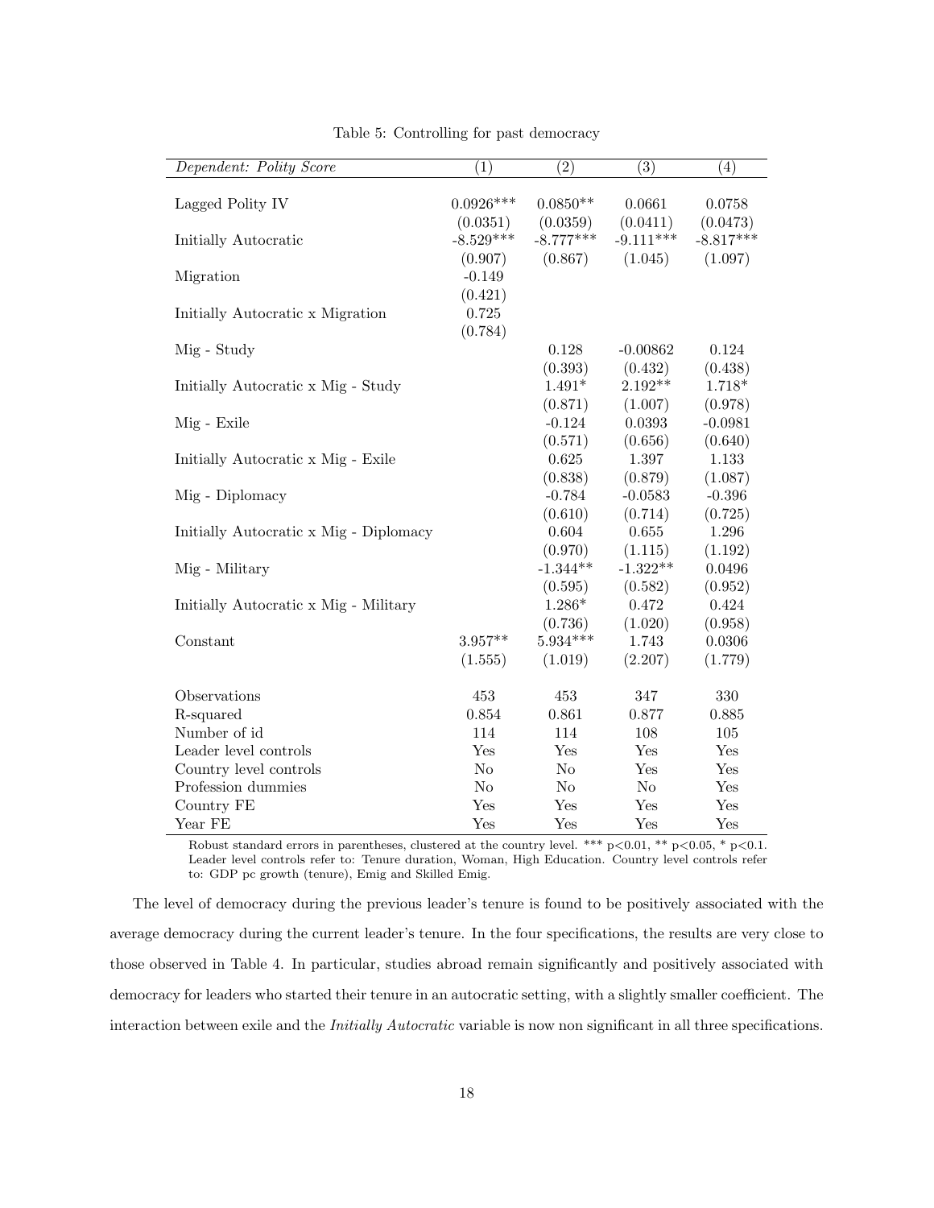Table 5: Controlling for past democracy

| *Dependent: Polity Score* | (1) | (2) | (3) | (4) |
|---|---|---|---|---|
| Lagged Polity IV | 0.0926*** | 0.0850** | 0.0661 | 0.0758 |
| | (0.0351) | (0.0359) | (0.0411) | (0.0473) |
| Initially Autocratic | -8.529*** | -8.777*** | -9.111*** | -8.817*** |
| | (0.907) | (0.867) | (1.045) | (1.097) |
| Migration | -0.149 | | | |
| | (0.421) | | | |
| Initially Autocratic x Migration | 0.725 | | | |
| | (0.784) | | | |
| Mig - Study | | 0.128 | -0.00862 | 0.124 |
| | | (0.393) | (0.432) | (0.438) |
| Initially Autocratic x Mig - Study | | 1.491* | 2.192** | 1.718* |
| | | (0.871) | (1.007) | (0.978) |
| Mig - Exile | | -0.124 | 0.0393 | -0.0981 |
| | | (0.571) | (0.656) | (0.640) |
| Initially Autocratic x Mig - Exile | | 0.625 | 1.397 | 1.133 |
| | | (0.838) | (0.879) | (1.087) |
| Mig - Diplomacy | | -0.784 | -0.0583 | -0.396 |
| | | (0.610) | (0.714) | (0.725) |
| Initially Autocratic x Mig - Diplomacy | | 0.604 | 0.655 | 1.296 |
| | | (0.970) | (1.115) | (1.192) |
| Mig - Military | | -1.344** | -1.322** | 0.0496 |
| | | (0.595) | (0.582) | (0.952) |
| Initially Autocratic x Mig - Military | | 1.286* | 0.472 | 0.424 |
| | | (0.736) | (1.020) | (0.958) |
| Constant | 3.957** | 5.934*** | 1.743 | 0.0306 |
| | (1.555) | (1.019) | (2.207) | (1.779) |
| Observations | 453 | 453 | 347 | 330 |
| R-squared | 0.854 | 0.861 | 0.877 | 0.885 |
| Number of id | 114 | 114 | 108 | 105 |
| Leader level controls | Yes | Yes | Yes | Yes |
| Country level controls | No | No | Yes | Yes |
| Profession dummies | No | No | No | Yes |
| Country FE | Yes | Yes | Yes | Yes |
| Year FE | Yes | Yes | Yes | Yes |

Robust standard errors in parentheses, clustered at the country level. *** $p<0.01$, ** $p<0.05$, * $p<0.1$. Leader level controls refer to: Tenure duration, Woman, High Education. Country level controls refer to: GDP pc growth (tenure), Emig and Skilled Emig.

The level of democracy during the previous leader's tenure is found to be positively associated with the average democracy during the current leader's tenure. In the four specifications, the results are very close to those observed in Table 4. In particular, studies abroad remain significantly and positively associated with democracy for leaders who started their tenure in an autocratic setting, with a slightly smaller coefficient. The interaction between exile and the *Initially Autocratic* variable is now non significant in all three specifications.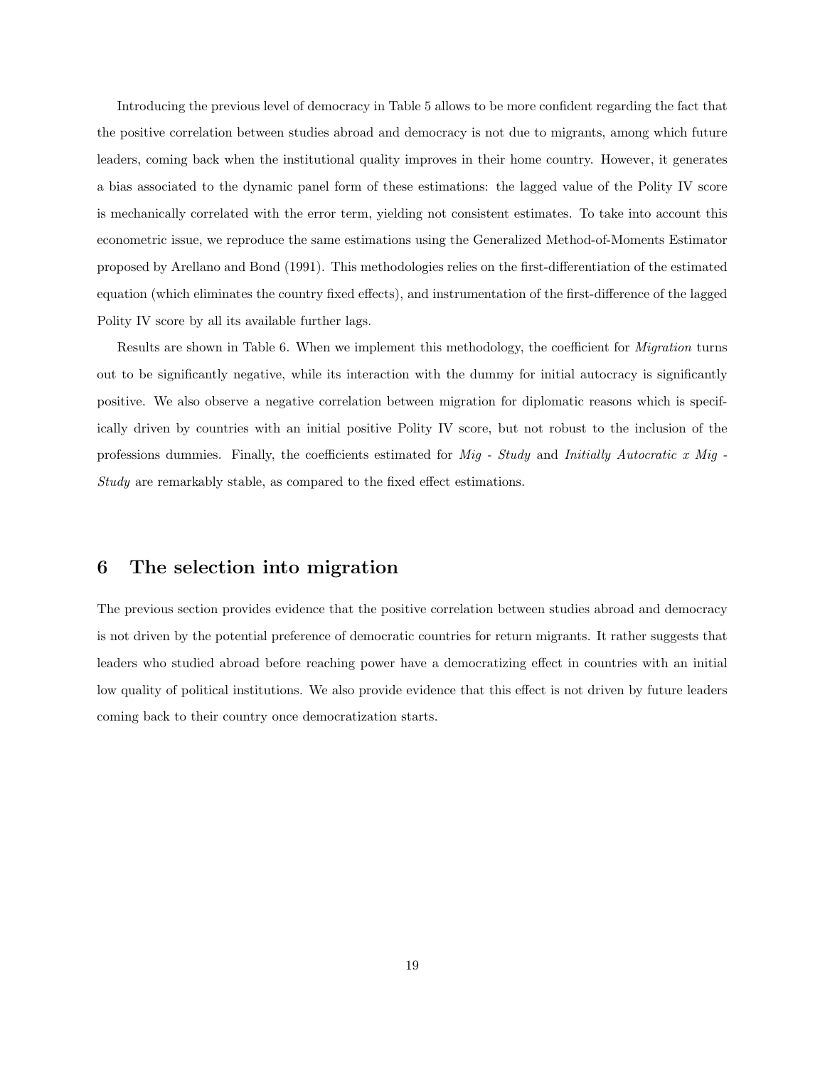Introducing the previous level of democracy in Table 5 allows to be more confident regarding the fact that the positive correlation between studies abroad and democracy is not due to migrants, among which future leaders, coming back when the institutional quality improves in their home country. However, it generates a bias associated to the dynamic panel form of these estimations: the lagged value of the Polity IV score is mechanically correlated with the error term, yielding not consistent estimates. To take into account this econometric issue, we reproduce the same estimations using the Generalized Method-of-Moments Estimator proposed by Arellano and Bond (1991). This methodologies relies on the first-differentiation of the estimated equation (which eliminates the country fixed effects), and instrumentation of the first-difference of the lagged Polity IV score by all its available further lags.

Results are shown in Table 6. When we implement this methodology, the coefficient for *Migration* turns out to be significantly negative, while its interaction with the dummy for initial autocracy is significantly positive. We also observe a negative correlation between migration for diplomatic reasons which is specifically driven by countries with an initial positive Polity IV score, but not robust to the inclusion of the professions dummies. Finally, the coefficients estimated for *Mig - Study* and *Initially Autocratic x Mig - Study* are remarkably stable, as compared to the fixed effect estimations.

# 6 The selection into migration

The previous section provides evidence that the positive correlation between studies abroad and democracy is not driven by the potential preference of democratic countries for return migrants. It rather suggests that leaders who studied abroad before reaching power have a democratizing effect in countries with an initial low quality of political institutions. We also provide evidence that this effect is not driven by future leaders coming back to their country once democratization starts.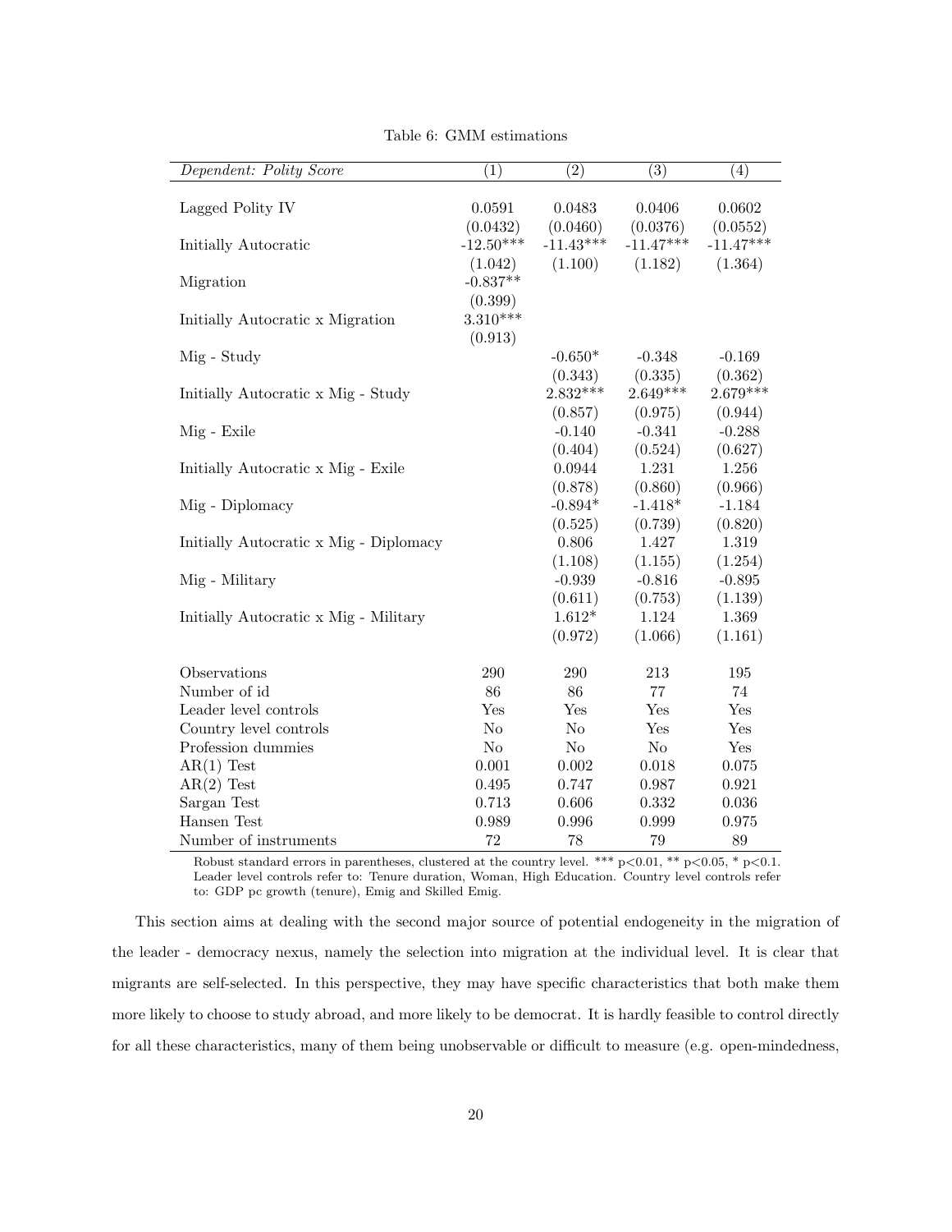Table 6: GMM estimations

| *Dependent: Polity Score* | (1) | (2) | (3) | (4) |
|---|---|---|---|---|
| Lagged Polity IV | 0.0591 | 0.0483 | 0.0406 | 0.0602 |
| | (0.0432) | (0.0460) | (0.0376) | (0.0552) |
| Initially Autocratic | -12.50*** | -11.43*** | -11.47*** | -11.47*** |
| | (1.042) | (1.100) | (1.182) | (1.364) |
| Migration | -0.837** | | | |
| | (0.399) | | | |
| Initially Autocratic x Migration | 3.310*** | | | |
| | (0.913) | | | |
| Mig - Study | | -0.650* | -0.348 | -0.169 |
| | | (0.343) | (0.335) | (0.362) |
| Initially Autocratic x Mig - Study | | 2.832*** | 2.649*** | 2.679*** |
| | | (0.857) | (0.975) | (0.944) |
| Mig - Exile | | -0.140 | -0.341 | -0.288 |
| | | (0.404) | (0.524) | (0.627) |
| Initially Autocratic x Mig - Exile | | 0.0944 | 1.231 | 1.256 |
| | | (0.878) | (0.860) | (0.966) |
| Mig - Diplomacy | | -0.894* | -1.418* | -1.184 |
| | | (0.525) | (0.739) | (0.820) |
| Initially Autocratic x Mig - Diplomacy | | 0.806 | 1.427 | 1.319 |
| | | (1.108) | (1.155) | (1.254) |
| Mig - Military | | -0.939 | -0.816 | -0.895 |
| | | (0.611) | (0.753) | (1.139) |
| Initially Autocratic x Mig - Military | | 1.612* | 1.124 | 1.369 |
| | | (0.972) | (1.066) | (1.161) |
| Observations | 290 | 290 | 213 | 195 |
| Number of id | 86 | 86 | 77 | 74 |
| Leader level controls | Yes | Yes | Yes | Yes |
| Country level controls | No | No | Yes | Yes |
| Profession dummies | No | No | No | Yes |
| AR(1) Test | 0.001 | 0.002 | 0.018 | 0.075 |
| AR(2) Test | 0.495 | 0.747 | 0.987 | 0.921 |
| Sargan Test | 0.713 | 0.606 | 0.332 | 0.036 |
| Hansen Test | 0.989 | 0.996 | 0.999 | 0.975 |
| Number of instruments | 72 | 78 | 79 | 89 |

Robust standard errors in parentheses, clustered at the country level. *** $p<0.01$, ** $p<0.05$, * $p<0.1$. Leader level controls refer to: Tenure duration, Woman, High Education. Country level controls refer to: GDP pc growth (tenure), Emig and Skilled Emig.

This section aims at dealing with the second major source of potential endogeneity in the migration of the leader - democracy nexus, namely the selection into migration at the individual level. It is clear that migrants are self-selected. In this perspective, they may have specific characteristics that both make them more likely to choose to study abroad, and more likely to be democrat. It is hardly feasible to control directly for all these characteristics, many of them being unobservable or difficult to measure (e.g. open-mindedness,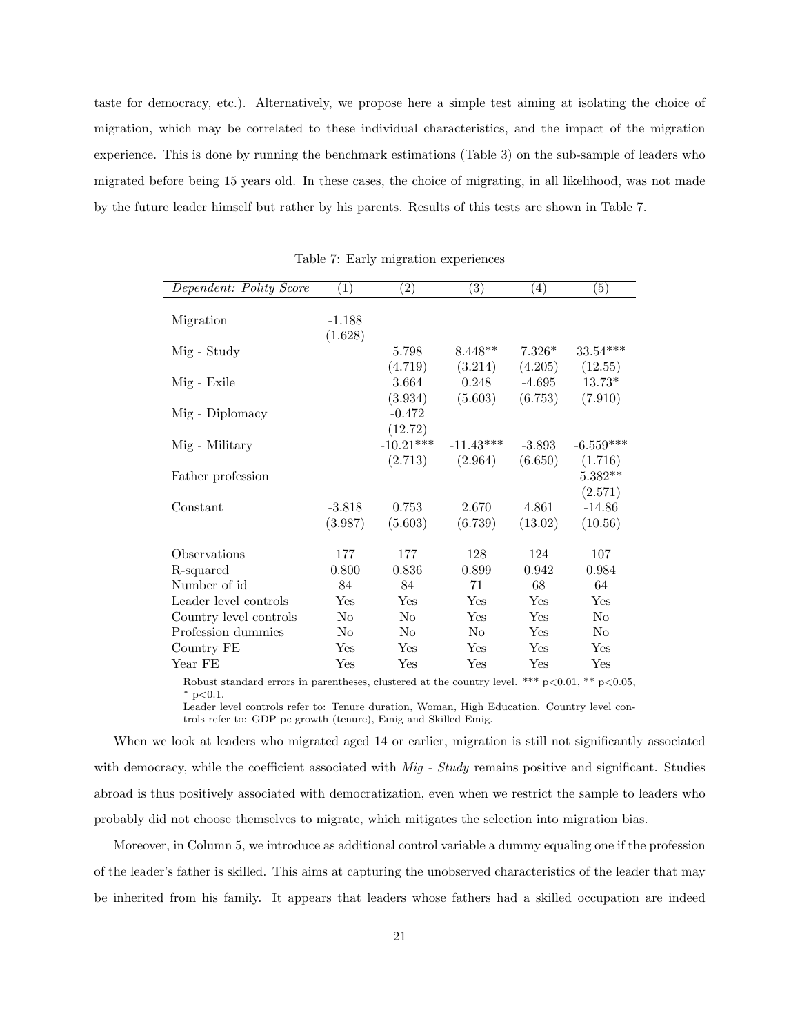taste for democracy, etc.). Alternatively, we propose here a simple test aiming at isolating the choice of migration, which may be correlated to these individual characteristics, and the impact of the migration experience. This is done by running the benchmark estimations (Table 3) on the sub-sample of leaders who migrated before being 15 years old. In these cases, the choice of migrating, in all likelihood, was not made by the future leader himself but rather by his parents. Results of this tests are shown in Table 7.

Table 7: Early migration experiences

| *Dependent: Polity Score* | (1) | (2) | (3) | (4) | (5) |
|---|---|---|---|---|---|
| Migration | -1.188 | | | | |
| | (1.628) | | | | |
| Mig - Study | | 5.798 | 8.448** | 7.326* | 33.54*** |
| | | (4.719) | (3.214) | (4.205) | (12.55) |
| Mig - Exile | | 3.664 | 0.248 | -4.695 | 13.73* |
| | | (3.934) | (5.603) | (6.753) | (7.910) |
| Mig - Diplomacy | | -0.472 | | | |
| | | (12.72) | | | |
| Mig - Military | | -10.21*** | -11.43*** | -3.893 | -6.559*** |
| | | (2.713) | (2.964) | (6.650) | (1.716) |
| Father profession | | | | | 5.382** |
| | | | | | (2.571) |
| Constant | -3.818 | 0.753 | 2.670 | 4.861 | -14.86 |
| | (3.987) | (5.603) | (6.739) | (13.02) | (10.56) |
| Observations | 177 | 177 | 128 | 124 | 107 |
| R-squared | 0.800 | 0.836 | 0.899 | 0.942 | 0.984 |
| Number of id | 84 | 84 | 71 | 68 | 64 |
| Leader level controls | Yes | Yes | Yes | Yes | Yes |
| Country level controls | No | No | Yes | Yes | No |
| Profession dummies | No | No | No | Yes | No |
| Country FE | Yes | Yes | Yes | Yes | Yes |
| Year FE | Yes | Yes | Yes | Yes | Yes |

Robust standard errors in parentheses, clustered at the country level. *** $p<0.01$, ** $p<0.05$, * $p<0.1$.
Leader level controls refer to: Tenure duration, Woman, High Education. Country level controls refer to: GDP pc growth (tenure), Emig and Skilled Emig.

When we look at leaders who migrated aged 14 or earlier, migration is still not significantly associated with democracy, while the coefficient associated with *Mig - Study* remains positive and significant. Studies abroad is thus positively associated with democratization, even when we restrict the sample to leaders who probably did not choose themselves to migrate, which mitigates the selection into migration bias.

Moreover, in Column 5, we introduce as additional control variable a dummy equaling one if the profession of the leader's father is skilled. This aims at capturing the unobserved characteristics of the leader that may be inherited from his family. It appears that leaders whose fathers had a skilled occupation are indeed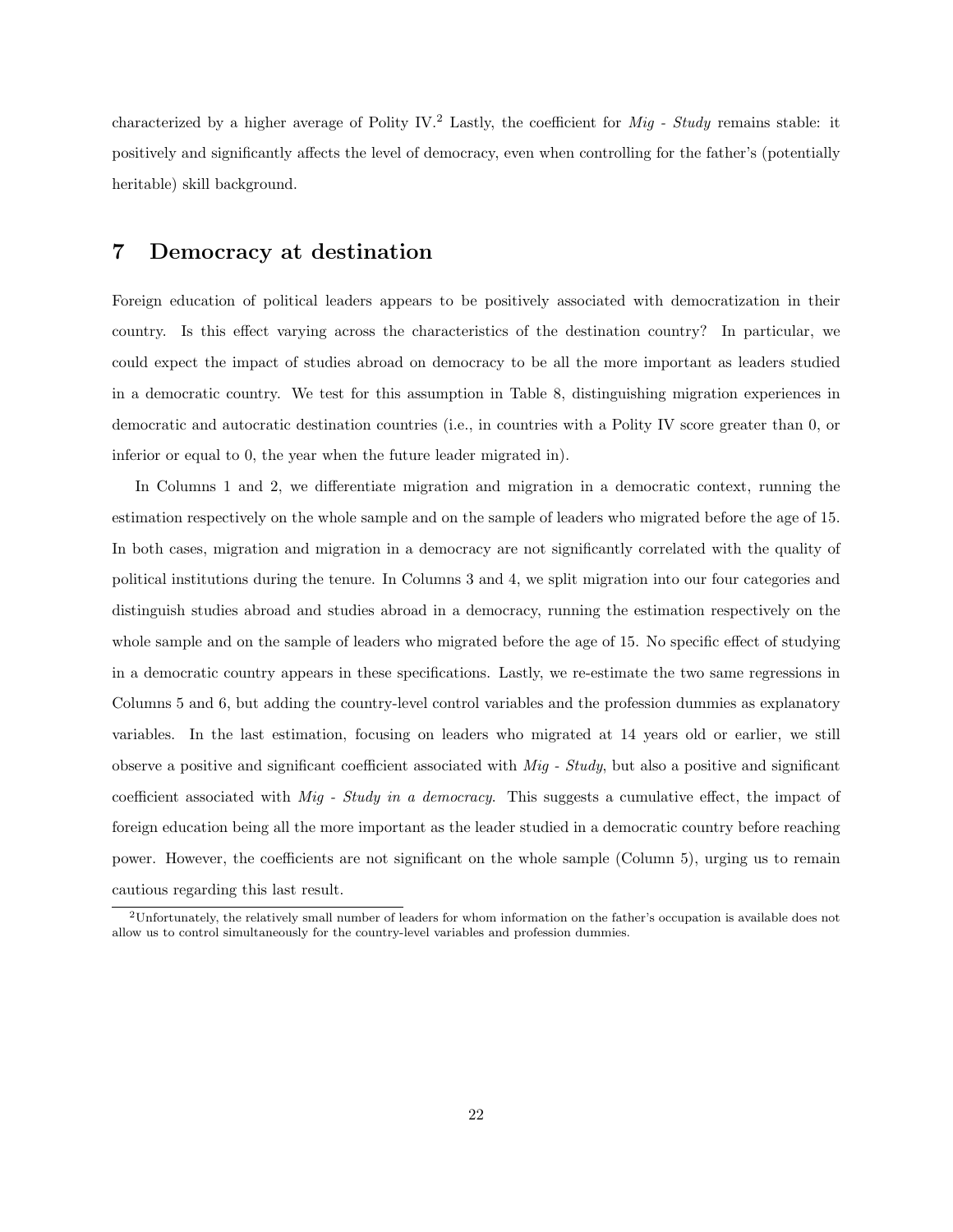characterized by a higher average of Polity IV.[2] Lastly, the coefficient for *Mig - Study* remains stable: it positively and significantly affects the level of democracy, even when controlling for the father's (potentially heritable) skill background.

## 7 Democracy at destination

Foreign education of political leaders appears to be positively associated with democratization in their country. Is this effect varying across the characteristics of the destination country? In particular, we could expect the impact of studies abroad on democracy to be all the more important as leaders studied in a democratic country. We test for this assumption in Table 8, distinguishing migration experiences in democratic and autocratic destination countries (i.e., in countries with a Polity IV score greater than 0, or inferior or equal to 0, the year when the future leader migrated in).

In Columns 1 and 2, we differentiate migration and migration in a democratic context, running the estimation respectively on the whole sample and on the sample of leaders who migrated before the age of 15. In both cases, migration and migration in a democracy are not significantly correlated with the quality of political institutions during the tenure. In Columns 3 and 4, we split migration into our four categories and distinguish studies abroad and studies abroad in a democracy, running the estimation respectively on the whole sample and on the sample of leaders who migrated before the age of 15. No specific effect of studying in a democratic country appears in these specifications. Lastly, we re-estimate the two same regressions in Columns 5 and 6, but adding the country-level control variables and the profession dummies as explanatory variables. In the last estimation, focusing on leaders who migrated at 14 years old or earlier, we still observe a positive and significant coefficient associated with *Mig - Study*, but also a positive and significant coefficient associated with *Mig - Study in a democracy*. This suggests a cumulative effect, the impact of foreign education being all the more important as the leader studied in a democratic country before reaching power. However, the coefficients are not significant on the whole sample (Column 5), urging us to remain cautious regarding this last result.

[2] Unfortunately, the relatively small number of leaders for whom information on the father's occupation is available does not allow us to control simultaneously for the country-level variables and profession dummies.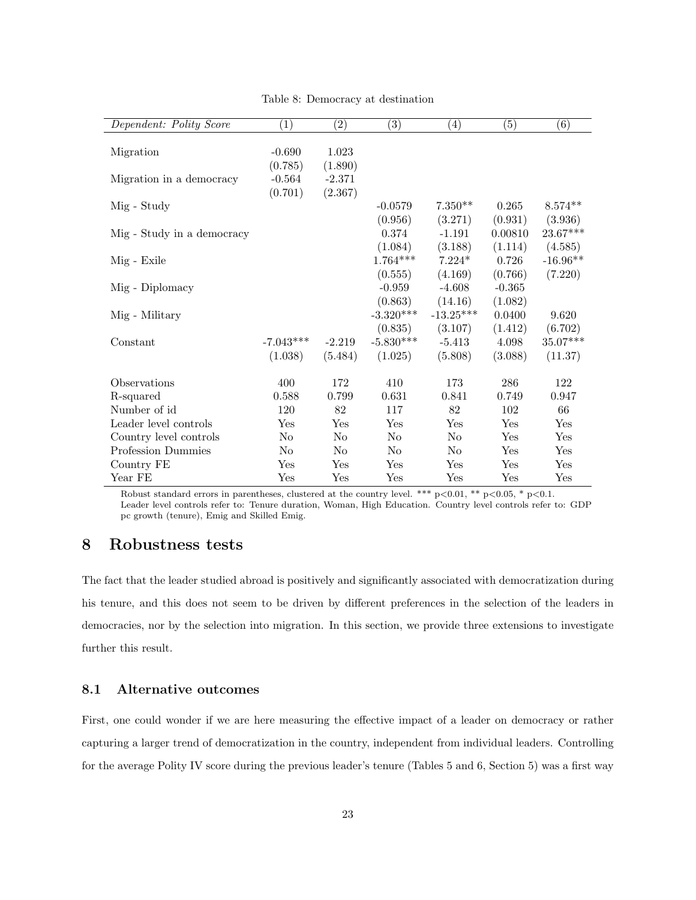Table 8: Democracy at destination

| *Dependent: Polity Score* | (1) | (2) | (3) | (4) | (5) | (6) |
|---|---|---|---|---|---|---|
| Migration | -0.690 | 1.023 | | | | |
| | (0.785) | (1.890) | | | | |
| Migration in a democracy | -0.564 | -2.371 | | | | |
| | (0.701) | (2.367) | | | | |
| Mig - Study | | | -0.0579 | 7.350** | 0.265 | 8.574** |
| | | | (0.956) | (3.271) | (0.931) | (3.936) |
| Mig - Study in a democracy | | | 0.374 | -1.191 | 0.00810 | 23.67*** |
| | | | (1.084) | (3.188) | (1.114) | (4.585) |
| Mig - Exile | | | 1.764*** | 7.224* | 0.726 | -16.96** |
| | | | (0.555) | (4.169) | (0.766) | (7.220) |
| Mig - Diplomacy | | | -0.959 | -4.608 | -0.365 | |
| | | | (0.863) | (14.16) | (1.082) | |
| Mig - Military | | | -3.320*** | -13.25*** | 0.0400 | 9.620 |
| | | | (0.835) | (3.107) | (1.412) | (6.702) |
| Constant | -7.043*** | -2.219 | -5.830*** | -5.413 | 4.098 | 35.07*** |
| | (1.038) | (5.484) | (1.025) | (5.808) | (3.088) | (11.37) |
| Observations | 400 | 172 | 410 | 173 | 286 | 122 |
| R-squared | 0.588 | 0.799 | 0.631 | 0.841 | 0.749 | 0.947 |
| Number of id | 120 | 82 | 117 | 82 | 102 | 66 |
| Leader level controls | Yes | Yes | Yes | Yes | Yes | Yes |
| Country level controls | No | No | No | No | Yes | Yes |
| Profession Dummies | No | No | No | No | Yes | Yes |
| Country FE | Yes | Yes | Yes | Yes | Yes | Yes |
| Year FE | Yes | Yes | Yes | Yes | Yes | Yes |

Robust standard errors in parentheses, clustered at the country level. *** p<0.01, ** p<0.05, * p<0.1.
Leader level controls refer to: Tenure duration, Woman, High Education. Country level controls refer to: GDP pc growth (tenure), Emig and Skilled Emig.

# 8 Robustness tests

The fact that the leader studied abroad is positively and significantly associated with democratization during his tenure, and this does not seem to be driven by different preferences in the selection of the leaders in democracies, nor by the selection into migration. In this section, we provide three extensions to investigate further this result.

## 8.1 Alternative outcomes

First, one could wonder if we are here measuring the effective impact of a leader on democracy or rather capturing a larger trend of democratization in the country, independent from individual leaders. Controlling for the average Polity IV score during the previous leader's tenure (Tables 5 and 6, Section 5) was a first way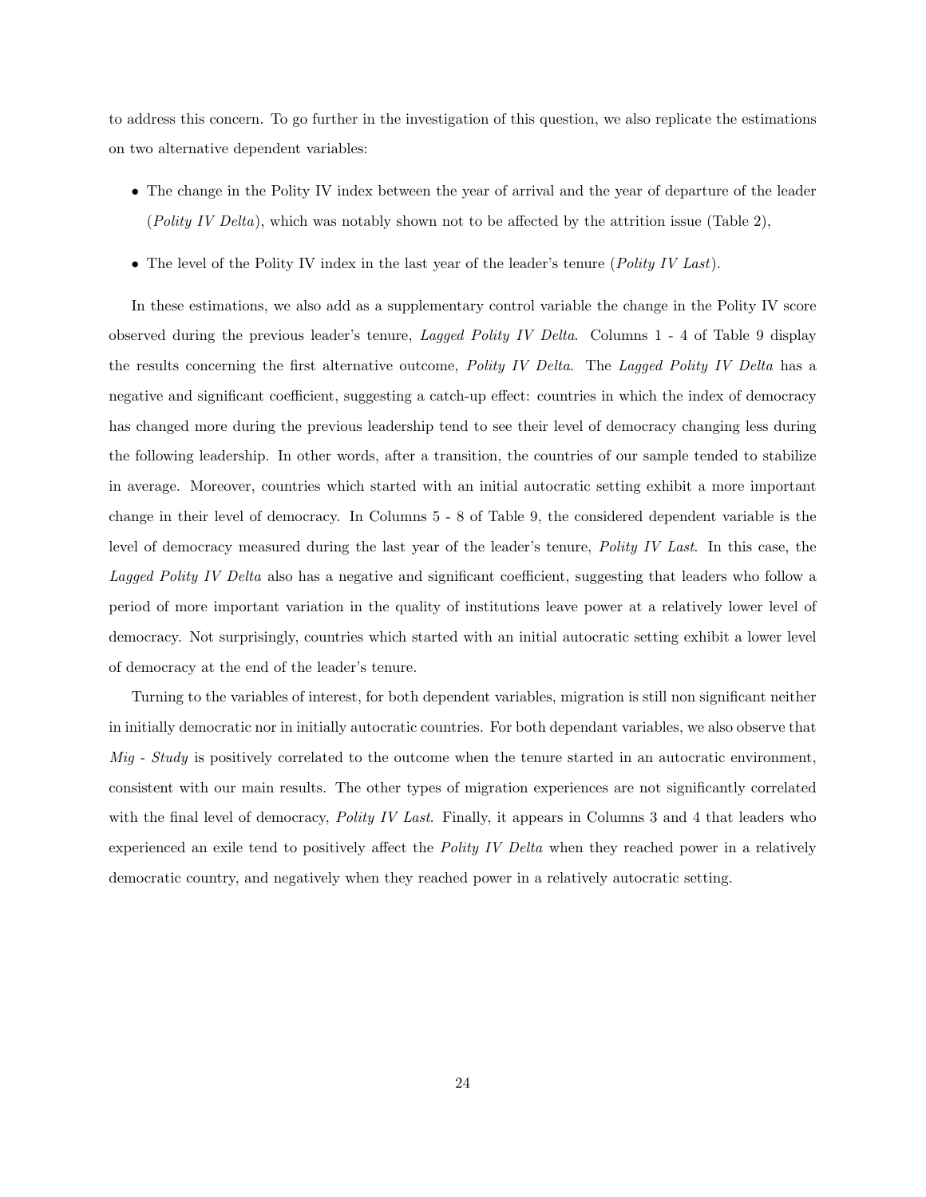to address this concern. To go further in the investigation of this question, we also replicate the estimations on two alternative dependent variables:

- The change in the Polity IV index between the year of arrival and the year of departure of the leader (*Polity IV Delta*), which was notably shown not to be affected by the attrition issue (Table 2),
- The level of the Polity IV index in the last year of the leader's tenure (*Polity IV Last*).

In these estimations, we also add as a supplementary control variable the change in the Polity IV score observed during the previous leader's tenure, *Lagged Polity IV Delta*. Columns 1 - 4 of Table 9 display the results concerning the first alternative outcome, *Polity IV Delta*. The *Lagged Polity IV Delta* has a negative and significant coefficient, suggesting a catch-up effect: countries in which the index of democracy has changed more during the previous leadership tend to see their level of democracy changing less during the following leadership. In other words, after a transition, the countries of our sample tended to stabilize in average. Moreover, countries which started with an initial autocratic setting exhibit a more important change in their level of democracy. In Columns 5 - 8 of Table 9, the considered dependent variable is the level of democracy measured during the last year of the leader's tenure, *Polity IV Last*. In this case, the *Lagged Polity IV Delta* also has a negative and significant coefficient, suggesting that leaders who follow a period of more important variation in the quality of institutions leave power at a relatively lower level of democracy. Not surprisingly, countries which started with an initial autocratic setting exhibit a lower level of democracy at the end of the leader's tenure.

Turning to the variables of interest, for both dependent variables, migration is still non significant neither in initially democratic nor in initially autocratic countries. For both dependant variables, we also observe that *Mig - Study* is positively correlated to the outcome when the tenure started in an autocratic environment, consistent with our main results. The other types of migration experiences are not significantly correlated with the final level of democracy, *Polity IV Last*. Finally, it appears in Columns 3 and 4 that leaders who experienced an exile tend to positively affect the *Polity IV Delta* when they reached power in a relatively democratic country, and negatively when they reached power in a relatively autocratic setting.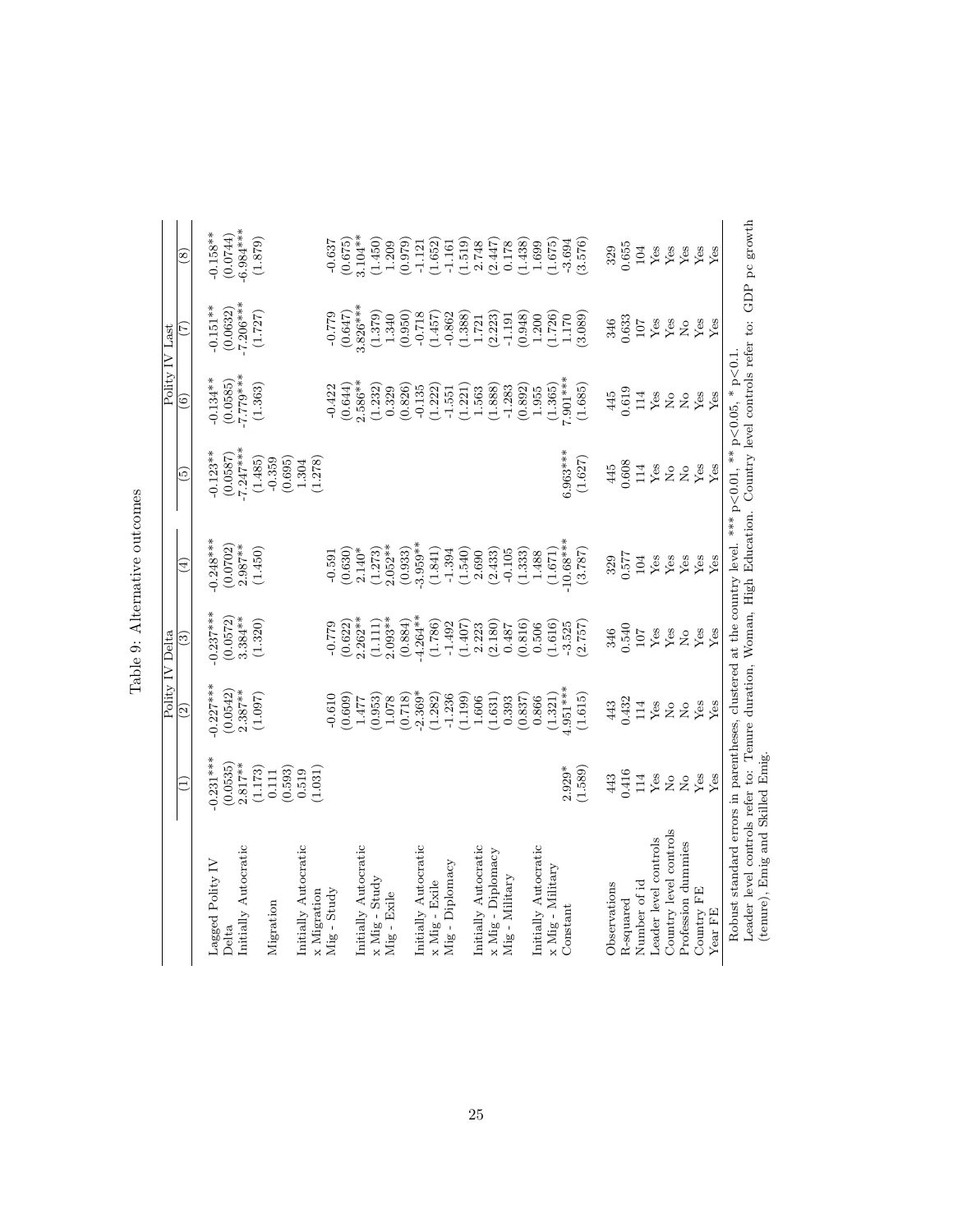# Table 9: Alternative outcomes

| | Polity IV Delta | | | | Polity IV Last | | | |
|---|---|---|---|---|---|---|---|---|
| | (1) | (2) | (3) | (4) | (5) | (6) | (7) | (8) |
| Lagged Polity IV | -0.231*** | -0.227*** | -0.237*** | -0.248*** | -0.123** | -0.134** | -0.151** | -0.158** |
| Delta | (0.0535) | (0.0542) | (0.0572) | (0.0702) | (0.0587) | (0.0585) | (0.0632) | (0.0744) |
| Initially Autocratic | 2.817** | 2.387** | 3.384** | 2.987** | -7.247*** | -7.779*** | -7.206*** | -6.984*** |
| | (1.173) | (1.097) | (1.320) | (1.450) | (1.485) | (1.363) | (1.727) | (1.879) |
| Migration | 0.111 | | | | -0.359 | | | |
| | (0.593) | | | | (0.695) | | | |
| Initially Autocratic | 0.519 | | | | 1.304 | | | |
| x Migration | (1.031) | | | | (1.278) | | | |
| Mig - Study | | -0.610 | -0.779 | -0.591 | | -0.422 | -0.779 | -0.637 |
| | | (0.609) | (0.622) | (0.630) | | (0.644) | (0.647) | (0.675) |
| Initially Autocratic | | 1.477 | 2.262** | 2.140* | | 2.586** | 3.826*** | 3.104** |
| x Mig - Study | | (0.953) | (1.111) | (1.273) | | (1.232) | (1.379) | (1.450) |
| Mig - Exile | | 1.078 | 2.093** | 2.052** | | 0.329 | 1.340 | 1.209 |
| | | (0.718) | (0.884) | (0.933) | | (0.826) | (0.950) | (0.979) |
| Initially Autocratic | | -2.369* | -4.264** | -3.959** | | -0.135 | -0.718 | -1.121 |
| x Mig - Exile | | (1.282) | (1.786) | (1.841) | | (1.222) | (1.457) | (1.652) |
| Mig - Diplomacy | | -1.236 | -1.492 | -1.394 | | -1.551 | -0.862 | -1.161 |
| | | (1.199) | (1.407) | (1.540) | | (1.221) | (1.388) | (1.519) |
| Initially Autocratic | | 1.606 | 2.223 | 2.690 | | 1.563 | 1.721 | 2.748 |
| x Mig - Diplomacy | | (1.631) | (2.180) | (2.433) | | (1.888) | (2.223) | (2.447) |
| Mig - Military | | 0.393 | 0.487 | -0.105 | | -1.283 | -1.191 | 0.178 |
| | | (0.837) | (0.816) | (1.333) | | (0.892) | (0.948) | (1.438) |
| Initially Autocratic | | 0.866 | 0.506 | 1.488 | | 1.955 | 1.200 | 1.699 |
| x Mig - Military | | (1.321) | (1.616) | (1.671) | | (1.365) | (1.726) | (1.675) |
| Constant | 2.929* | 4.951*** | -3.525 | -10.68*** | 6.963*** | 7.901*** | 1.170 | -3.694 |
| | (1.589) | (1.615) | (2.757) | (3.787) | (1.627) | (1.685) | (3.089) | (3.576) |
| Observations | 443 | 443 | 346 | 329 | 445 | 445 | 346 | 329 |
| R-squared | 0.416 | 0.432 | 0.540 | 0.577 | 0.608 | 0.619 | 0.633 | 0.655 |
| Number of id | 114 | 114 | 107 | 104 | 114 | 114 | 107 | 104 |
| Leader level controls | Yes | Yes | Yes | Yes | Yes | Yes | Yes | Yes |
| Country level controls | No | No | Yes | Yes | No | No | Yes | Yes |
| Profession dummies | No | No | No | Yes | No | No | No | Yes |
| Country FE | Yes | Yes | Yes | Yes | Yes | Yes | Yes | Yes |
| Year FE | Yes | Yes | Yes | Yes | Yes | Yes | Yes | Yes |

Robust standard errors in parentheses, clustered at the country level. *** p<0.01, ** p<0.05, * p<0.1.
Leader level controls refer to: Tenure duration, Woman, High Education. Country level controls refer to: GDP pc growth (tenure), Emig and Skilled Emig.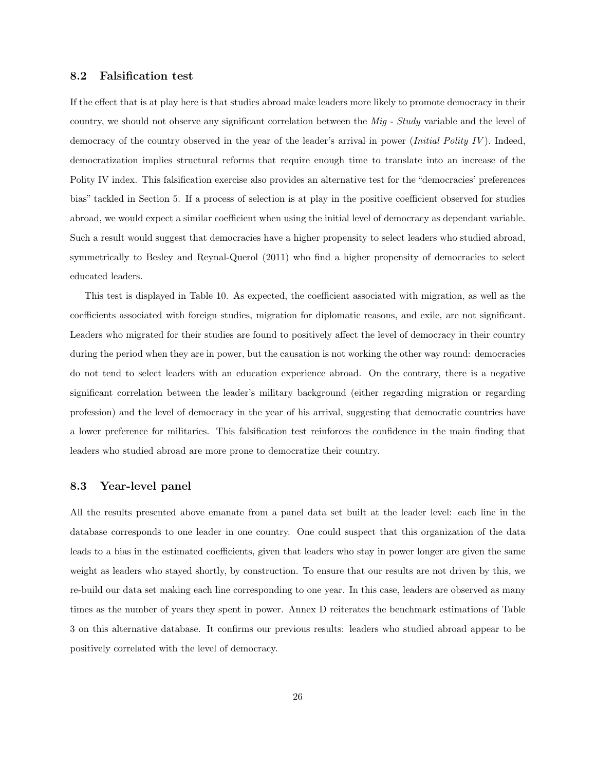### 8.2 Falsification test

If the effect that is at play here is that studies abroad make leaders more likely to promote democracy in their country, we should not observe any significant correlation between the *Mig - Study* variable and the level of democracy of the country observed in the year of the leader's arrival in power (*Initial Polity IV*). Indeed, democratization implies structural reforms that require enough time to translate into an increase of the Polity IV index. This falsification exercise also provides an alternative test for the "democracies' preferences bias" tackled in Section 5. If a process of selection is at play in the positive coefficient observed for studies abroad, we would expect a similar coefficient when using the initial level of democracy as dependant variable. Such a result would suggest that democracies have a higher propensity to select leaders who studied abroad, symmetrically to Besley and Reynal-Querol (2011) who find a higher propensity of democracies to select educated leaders.

This test is displayed in Table 10. As expected, the coefficient associated with migration, as well as the coefficients associated with foreign studies, migration for diplomatic reasons, and exile, are not significant. Leaders who migrated for their studies are found to positively affect the level of democracy in their country during the period when they are in power, but the causation is not working the other way round: democracies do not tend to select leaders with an education experience abroad. On the contrary, there is a negative significant correlation between the leader's military background (either regarding migration or regarding profession) and the level of democracy in the year of his arrival, suggesting that democratic countries have a lower preference for militaries. This falsification test reinforces the confidence in the main finding that leaders who studied abroad are more prone to democratize their country.

### 8.3 Year-level panel

All the results presented above emanate from a panel data set built at the leader level: each line in the database corresponds to one leader in one country. One could suspect that this organization of the data leads to a bias in the estimated coefficients, given that leaders who stay in power longer are given the same weight as leaders who stayed shortly, by construction. To ensure that our results are not driven by this, we re-build our data set making each line corresponding to one year. In this case, leaders are observed as many times as the number of years they spent in power. Annex D reiterates the benchmark estimations of Table 3 on this alternative database. It confirms our previous results: leaders who studied abroad appear to be positively correlated with the level of democracy.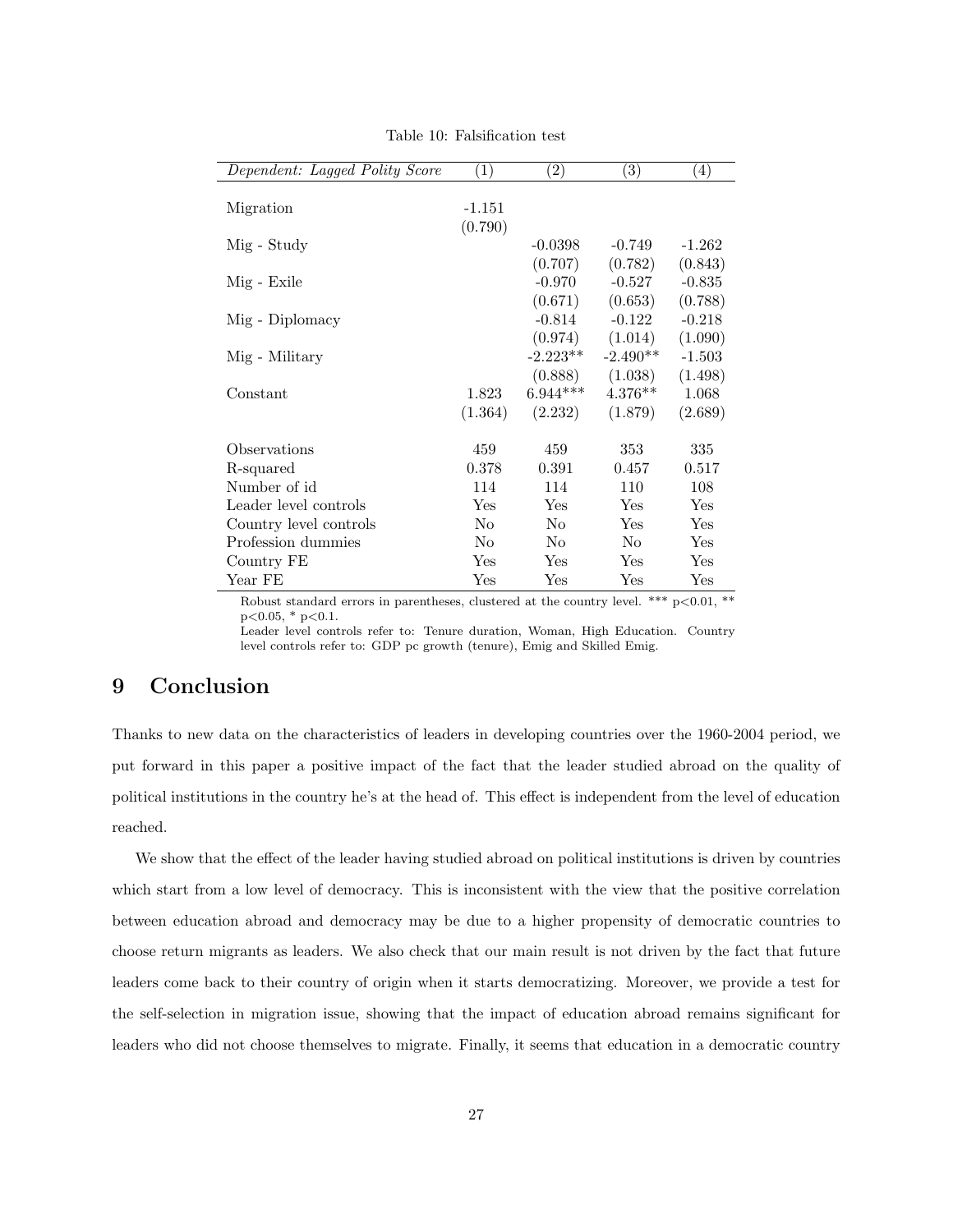Table 10: Falsification test

| *Dependent: Lagged Polity Score* | (1) | (2) | (3) | (4) |
|---|---|---|---|---|
| Migration | -1.151 | | | |
| | (0.790) | | | |
| Mig - Study | | -0.0398 | -0.749 | -1.262 |
| | | (0.707) | (0.782) | (0.843) |
| Mig - Exile | | -0.970 | -0.527 | -0.835 |
| | | (0.671) | (0.653) | (0.788) |
| Mig - Diplomacy | | -0.814 | -0.122 | -0.218 |
| | | (0.974) | (1.014) | (1.090) |
| Mig - Military | | -2.223** | -2.490** | -1.503 |
| | | (0.888) | (1.038) | (1.498) |
| Constant | 1.823 | 6.944*** | 4.376** | 1.068 |
| | (1.364) | (2.232) | (1.879) | (2.689) |
| Observations | 459 | 459 | 353 | 335 |
| R-squared | 0.378 | 0.391 | 0.457 | 0.517 |
| Number of id | 114 | 114 | 110 | 108 |
| Leader level controls | Yes | Yes | Yes | Yes |
| Country level controls | No | No | Yes | Yes |
| Profession dummies | No | No | No | Yes |
| Country FE | Yes | Yes | Yes | Yes |
| Year FE | Yes | Yes | Yes | Yes |

Robust standard errors in parentheses, clustered at the country level. *** p<0.01, ** p<0.05, * p<0.1.
Leader level controls refer to: Tenure duration, Woman, High Education. Country level controls refer to: GDP pc growth (tenure), Emig and Skilled Emig.

# 9 Conclusion

Thanks to new data on the characteristics of leaders in developing countries over the 1960-2004 period, we put forward in this paper a positive impact of the fact that the leader studied abroad on the quality of political institutions in the country he's at the head of. This effect is independent from the level of education reached.

We show that the effect of the leader having studied abroad on political institutions is driven by countries which start from a low level of democracy. This is inconsistent with the view that the positive correlation between education abroad and democracy may be due to a higher propensity of democratic countries to choose return migrants as leaders. We also check that our main result is not driven by the fact that future leaders come back to their country of origin when it starts democratizing. Moreover, we provide a test for the self-selection in migration issue, showing that the impact of education abroad remains significant for leaders who did not choose themselves to migrate. Finally, it seems that education in a democratic country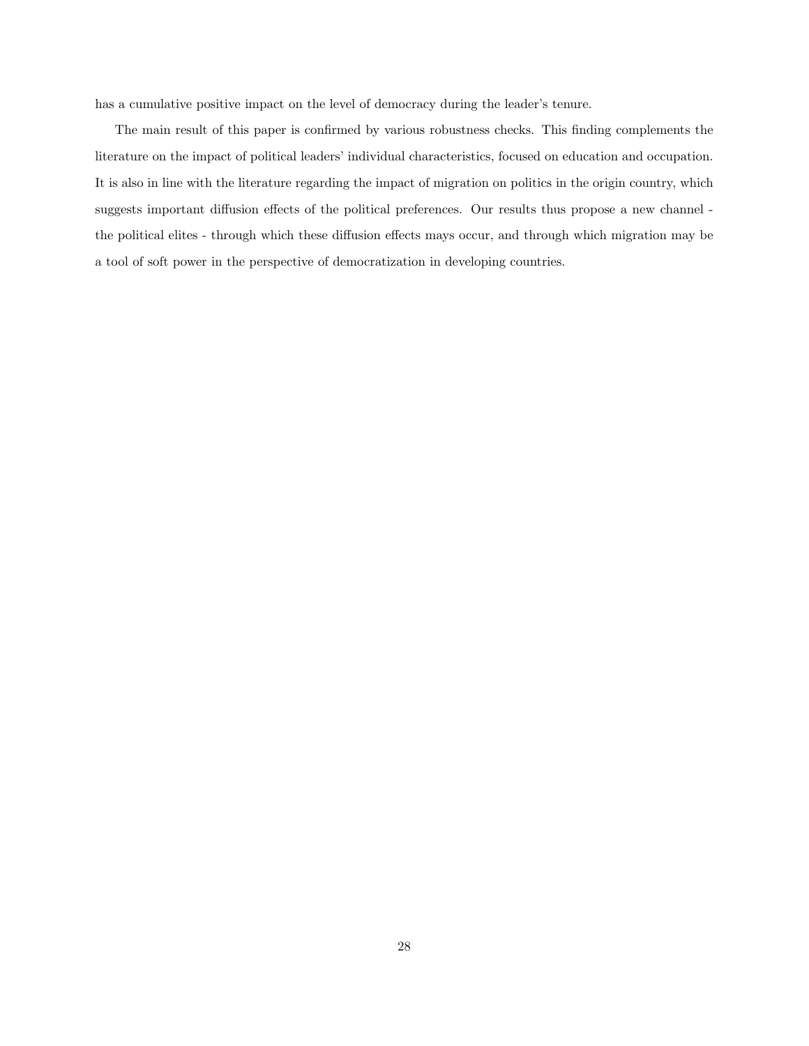has a cumulative positive impact on the level of democracy during the leader's tenure.

The main result of this paper is confirmed by various robustness checks. This finding complements the literature on the impact of political leaders' individual characteristics, focused on education and occupation. It is also in line with the literature regarding the impact of migration on politics in the origin country, which suggests important diffusion effects of the political preferences. Our results thus propose a new channel - the political elites - through which these diffusion effects mays occur, and through which migration may be a tool of soft power in the perspective of democratization in developing countries.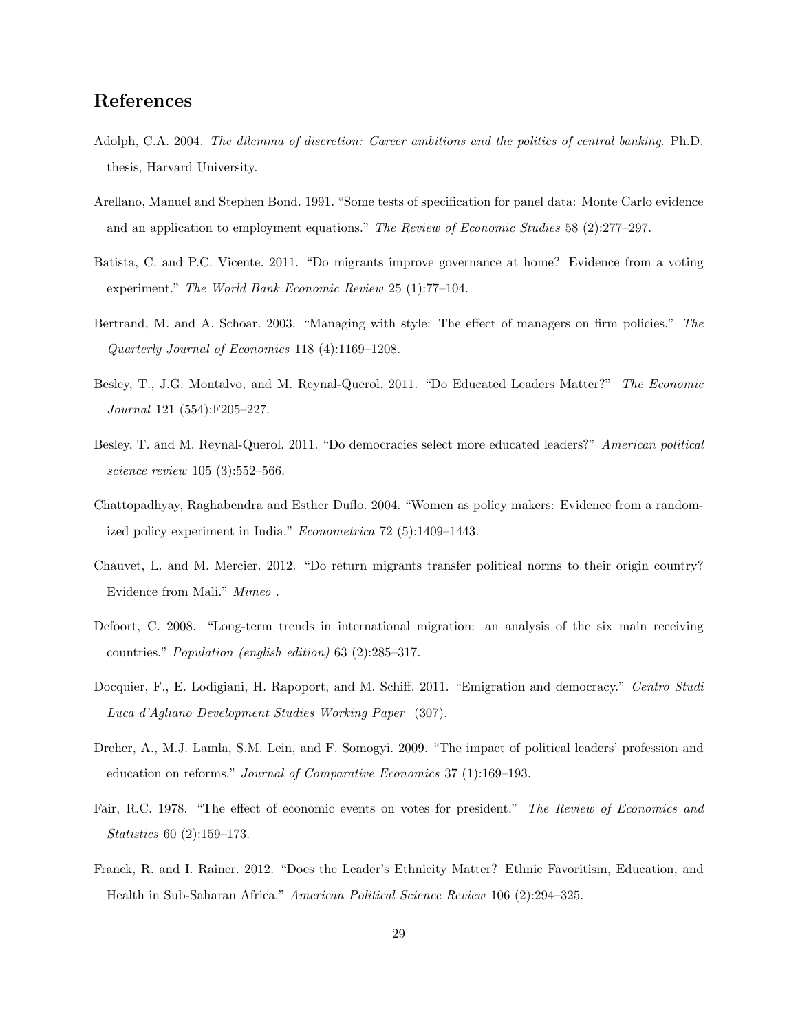## References

Adolph, C.A. 2004. *The dilemma of discretion: Career ambitions and the politics of central banking*. Ph.D. thesis, Harvard University.

Arellano, Manuel and Stephen Bond. 1991. "Some tests of specification for panel data: Monte Carlo evidence and an application to employment equations." *The Review of Economic Studies* 58 (2):277–297.

Batista, C. and P.C. Vicente. 2011. "Do migrants improve governance at home? Evidence from a voting experiment." *The World Bank Economic Review* 25 (1):77–104.

Bertrand, M. and A. Schoar. 2003. "Managing with style: The effect of managers on firm policies." *The Quarterly Journal of Economics* 118 (4):1169–1208.

Besley, T., J.G. Montalvo, and M. Reynal-Querol. 2011. "Do Educated Leaders Matter?" *The Economic Journal* 121 (554):F205–227.

Besley, T. and M. Reynal-Querol. 2011. "Do democracies select more educated leaders?" *American political science review* 105 (3):552–566.

Chattopadhyay, Raghabendra and Esther Duflo. 2004. "Women as policy makers: Evidence from a randomized policy experiment in India." *Econometrica* 72 (5):1409–1443.

Chauvet, L. and M. Mercier. 2012. "Do return migrants transfer political norms to their origin country? Evidence from Mali." *Mimeo* .

Defoort, C. 2008. "Long-term trends in international migration: an analysis of the six main receiving countries." *Population (english edition)* 63 (2):285–317.

Docquier, F., E. Lodigiani, H. Rapoport, and M. Schiff. 2011. "Emigration and democracy." *Centro Studi Luca d'Agliano Development Studies Working Paper* (307).

Dreher, A., M.J. Lamla, S.M. Lein, and F. Somogyi. 2009. "The impact of political leaders' profession and education on reforms." *Journal of Comparative Economics* 37 (1):169–193.

Fair, R.C. 1978. "The effect of economic events on votes for president." *The Review of Economics and Statistics* 60 (2):159–173.

Franck, R. and I. Rainer. 2012. "Does the Leader's Ethnicity Matter? Ethnic Favoritism, Education, and Health in Sub-Saharan Africa." *American Political Science Review* 106 (2):294–325.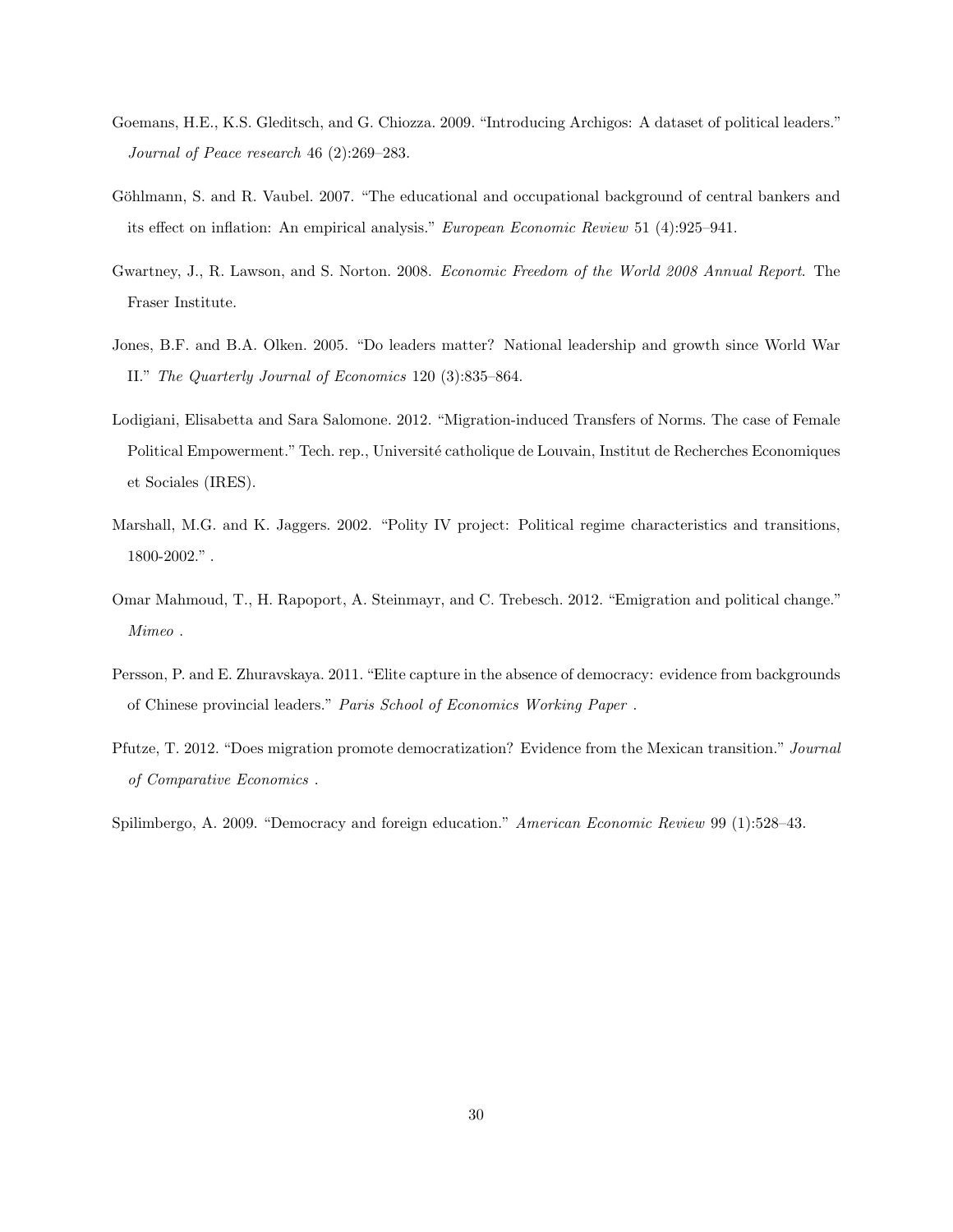Goemans, H.E., K.S. Gleditsch, and G. Chiozza. 2009. "Introducing Archigos: A dataset of political leaders." *Journal of Peace research* 46 (2):269–283.

Göhlmann, S. and R. Vaubel. 2007. "The educational and occupational background of central bankers and its effect on inflation: An empirical analysis." *European Economic Review* 51 (4):925–941.

Gwartney, J., R. Lawson, and S. Norton. 2008. *Economic Freedom of the World 2008 Annual Report*. The Fraser Institute.

Jones, B.F. and B.A. Olken. 2005. "Do leaders matter? National leadership and growth since World War II." *The Quarterly Journal of Economics* 120 (3):835–864.

Lodigiani, Elisabetta and Sara Salomone. 2012. "Migration-induced Transfers of Norms. The case of Female Political Empowerment." Tech. rep., Université catholique de Louvain, Institut de Recherches Economiques et Sociales (IRES).

Marshall, M.G. and K. Jaggers. 2002. "Polity IV project: Political regime characteristics and transitions, 1800-2002." .

Omar Mahmoud, T., H. Rapoport, A. Steinmayr, and C. Trebesch. 2012. "Emigration and political change." *Mimeo* .

Persson, P. and E. Zhuravskaya. 2011. "Elite capture in the absence of democracy: evidence from backgrounds of Chinese provincial leaders." *Paris School of Economics Working Paper* .

Pfutze, T. 2012. "Does migration promote democratization? Evidence from the Mexican transition." *Journal of Comparative Economics* .

Spilimbergo, A. 2009. "Democracy and foreign education." *American Economic Review* 99 (1):528–43.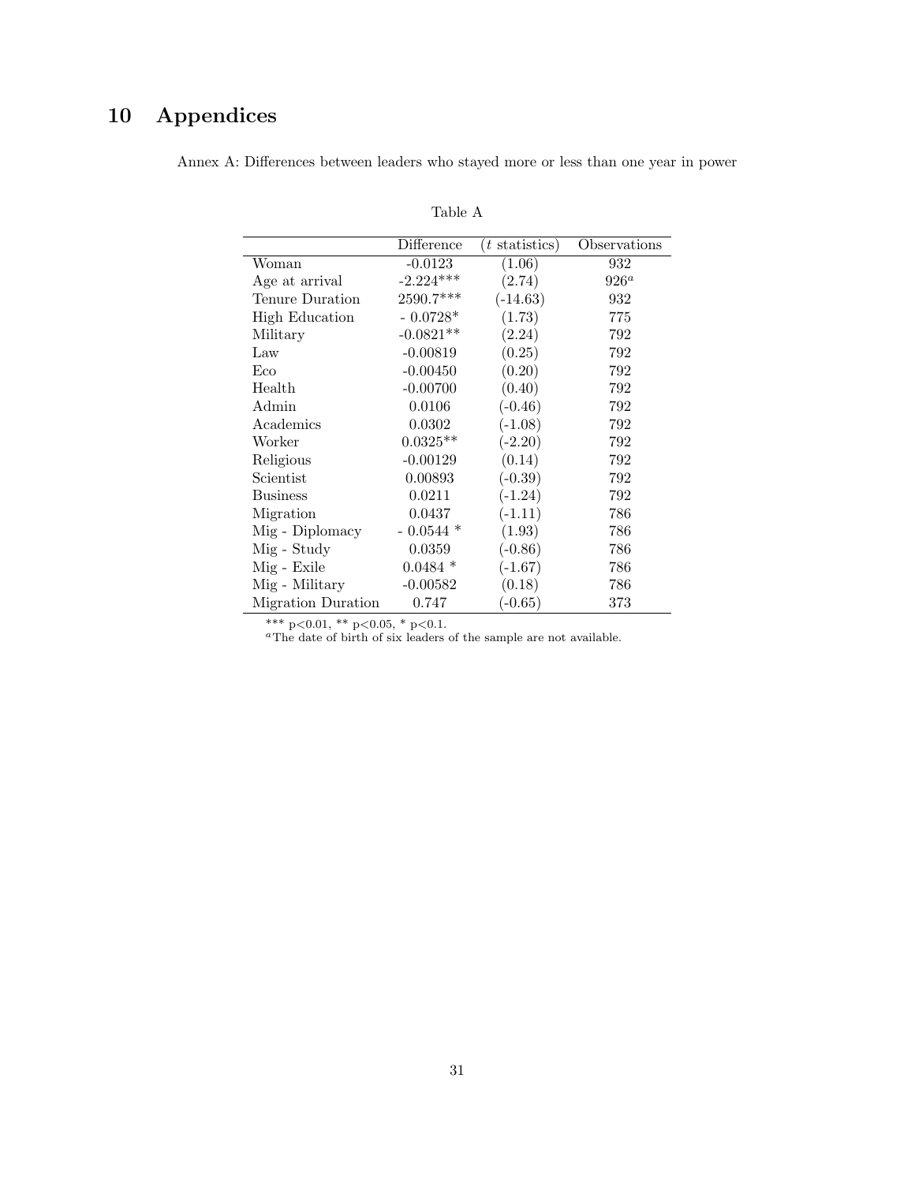# 10 Appendices

Annex A: Differences between leaders who stayed more or less than one year in power

Table A

| | Difference | ($t$ statistics) | Observations |
|---|---|---|---|
| Woman | -0.0123 | (1.06) | 932 |
| Age at arrival | -2.224*** | (2.74) | 926[a] |
| Tenure Duration | 2590.7*** | (-14.63) | 932 |
| High Education | - 0.0728* | (1.73) | 775 |
| Military | -0.0821** | (2.24) | 792 |
| Law | -0.00819 | (0.25) | 792 |
| Eco | -0.00450 | (0.20) | 792 |
| Health | -0.00700 | (0.40) | 792 |
| Admin | 0.0106 | (-0.46) | 792 |
| Academics | 0.0302 | (-1.08) | 792 |
| Worker | 0.0325** | (-2.20) | 792 |
| Religious | -0.00129 | (0.14) | 792 |
| Scientist | 0.00893 | (-0.39) | 792 |
| Business | 0.0211 | (-1.24) | 792 |
| Migration | 0.0437 | (-1.11) | 786 |
| Mig - Diplomacy | - 0.0544 * | (1.93) | 786 |
| Mig - Study | 0.0359 | (-0.86) | 786 |
| Mig - Exile | 0.0484 * | (-1.67) | 786 |
| Mig - Military | -0.00582 | (0.18) | 786 |
| Migration Duration | 0.747 | (-0.65) | 373 |

*** p<0.01, ** p<0.05, * p<0.1.
[a]The date of birth of six leaders of the sample are not available.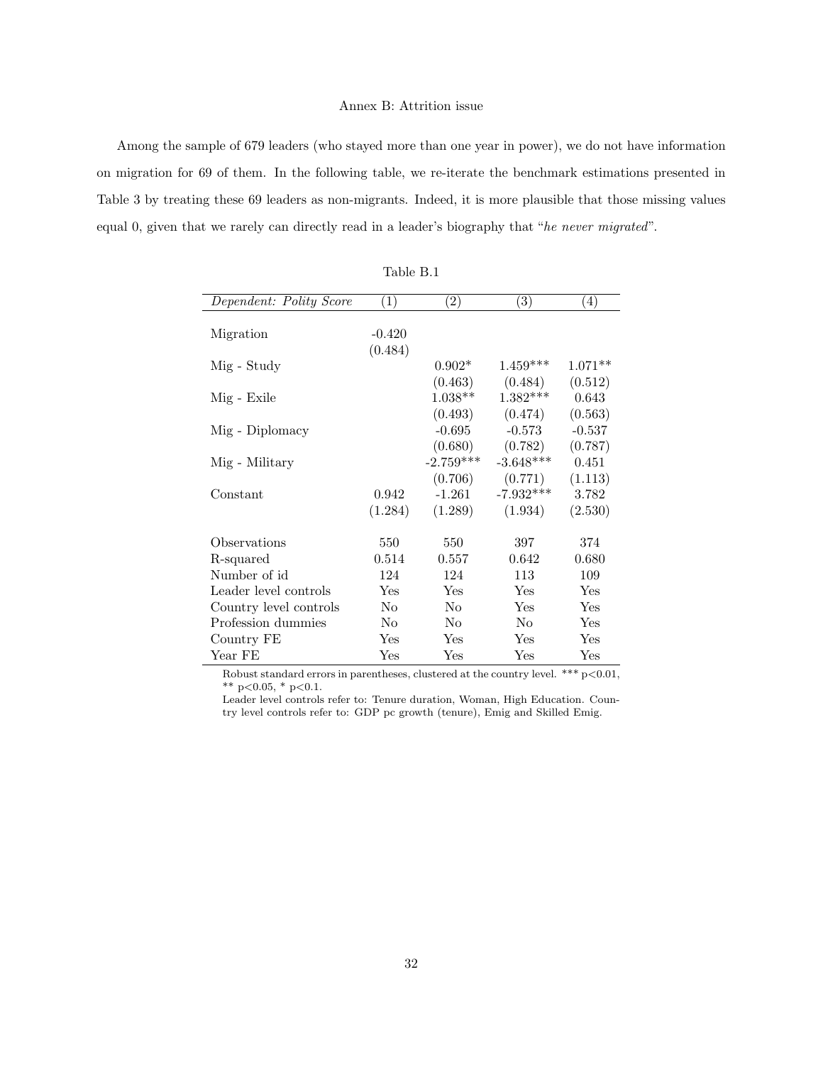Annex B: Attrition issue

Among the sample of 679 leaders (who stayed more than one year in power), we do not have information on migration for 69 of them. In the following table, we re-iterate the benchmark estimations presented in Table 3 by treating these 69 leaders as non-migrants. Indeed, it is more plausible that those missing values equal 0, given that we rarely can directly read in a leader's biography that "*he never migrated*".

Table B.1

| *Dependent: Polity Score* | (1) | (2) | (3) | (4) |
|---|---|---|---|---|
| Migration | -0.420 | | | |
| | (0.484) | | | |
| Mig - Study | | 0.902* | 1.459*** | 1.071** |
| | | (0.463) | (0.484) | (0.512) |
| Mig - Exile | | 1.038** | 1.382*** | 0.643 |
| | | (0.493) | (0.474) | (0.563) |
| Mig - Diplomacy | | -0.695 | -0.573 | -0.537 |
| | | (0.680) | (0.782) | (0.787) |
| Mig - Military | | -2.759*** | -3.648*** | 0.451 |
| | | (0.706) | (0.771) | (1.113) |
| Constant | 0.942 | -1.261 | -7.932*** | 3.782 |
| | (1.284) | (1.289) | (1.934) | (2.530) |
| Observations | 550 | 550 | 397 | 374 |
| R-squared | 0.514 | 0.557 | 0.642 | 0.680 |
| Number of id | 124 | 124 | 113 | 109 |
| Leader level controls | Yes | Yes | Yes | Yes |
| Country level controls | No | No | Yes | Yes |
| Profession dummies | No | No | No | Yes |
| Country FE | Yes | Yes | Yes | Yes |
| Year FE | Yes | Yes | Yes | Yes |

Robust standard errors in parentheses, clustered at the country level. *** p<0.01, ** p<0.05, * p<0.1.
Leader level controls refer to: Tenure duration, Woman, High Education. Country level controls refer to: GDP pc growth (tenure), Emig and Skilled Emig.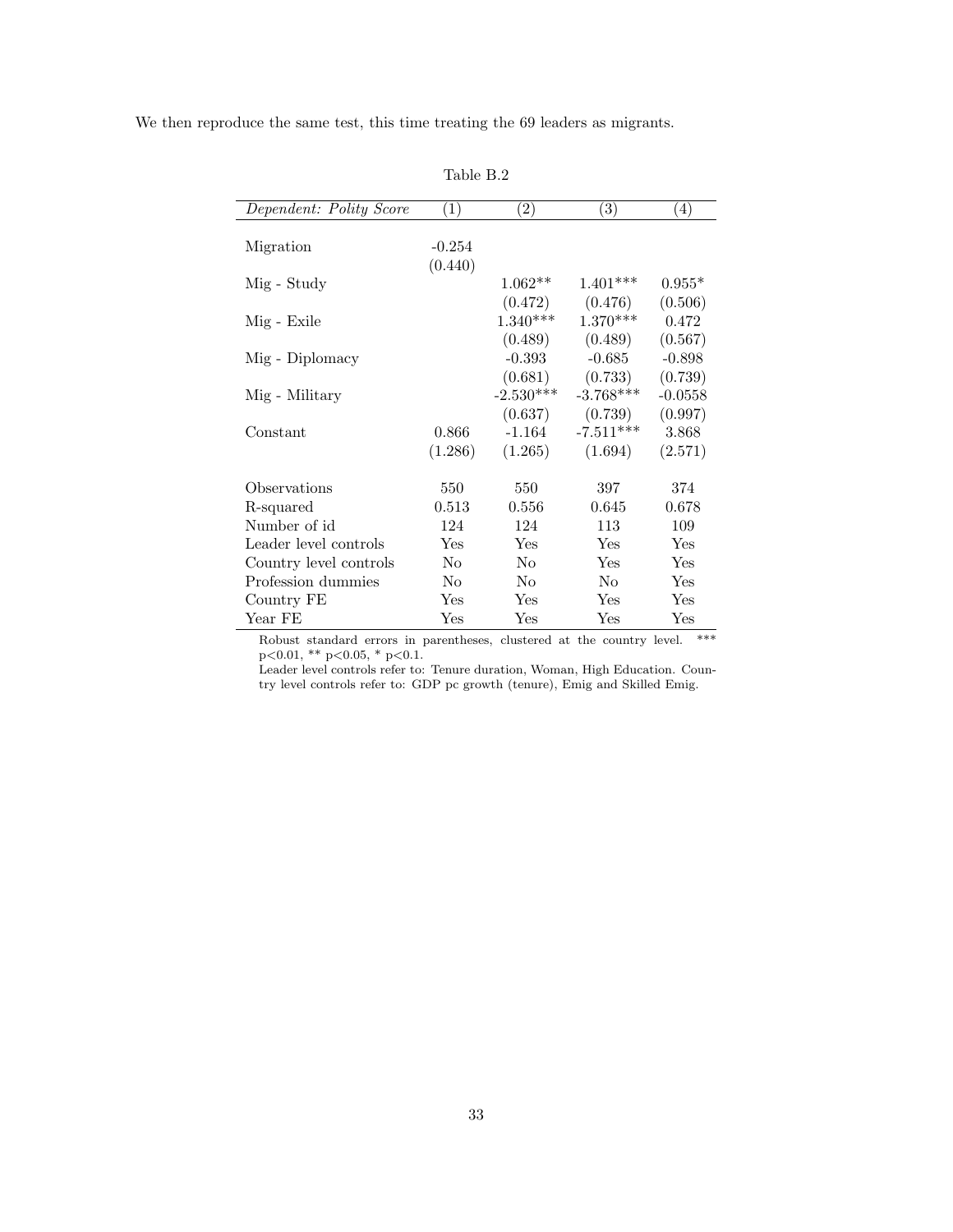We then reproduce the same test, this time treating the 69 leaders as migrants.

Table B.2

| *Dependent: Polity Score* | (1) | (2) | (3) | (4) |
|---|---|---|---|---|
| Migration | -0.254 | | | |
| | (0.440) | | | |
| Mig - Study | | 1.062** | 1.401*** | 0.955* |
| | | (0.472) | (0.476) | (0.506) |
| Mig - Exile | | 1.340*** | 1.370*** | 0.472 |
| | | (0.489) | (0.489) | (0.567) |
| Mig - Diplomacy | | -0.393 | -0.685 | -0.898 |
| | | (0.681) | (0.733) | (0.739) |
| Mig - Military | | -2.530*** | -3.768*** | -0.0558 |
| | | (0.637) | (0.739) | (0.997) |
| Constant | 0.866 | -1.164 | -7.511*** | 3.868 |
| | (1.286) | (1.265) | (1.694) | (2.571) |
| Observations | 550 | 550 | 397 | 374 |
| R-squared | 0.513 | 0.556 | 0.645 | 0.678 |
| Number of id | 124 | 124 | 113 | 109 |
| Leader level controls | Yes | Yes | Yes | Yes |
| Country level controls | No | No | Yes | Yes |
| Profession dummies | No | No | No | Yes |
| Country FE | Yes | Yes | Yes | Yes |
| Year FE | Yes | Yes | Yes | Yes |

Robust standard errors in parentheses, clustered at the country level. *** p<0.01, ** p<0.05, * p<0.1.

Leader level controls refer to: Tenure duration, Woman, High Education. Country level controls refer to: GDP pc growth (tenure), Emig and Skilled Emig.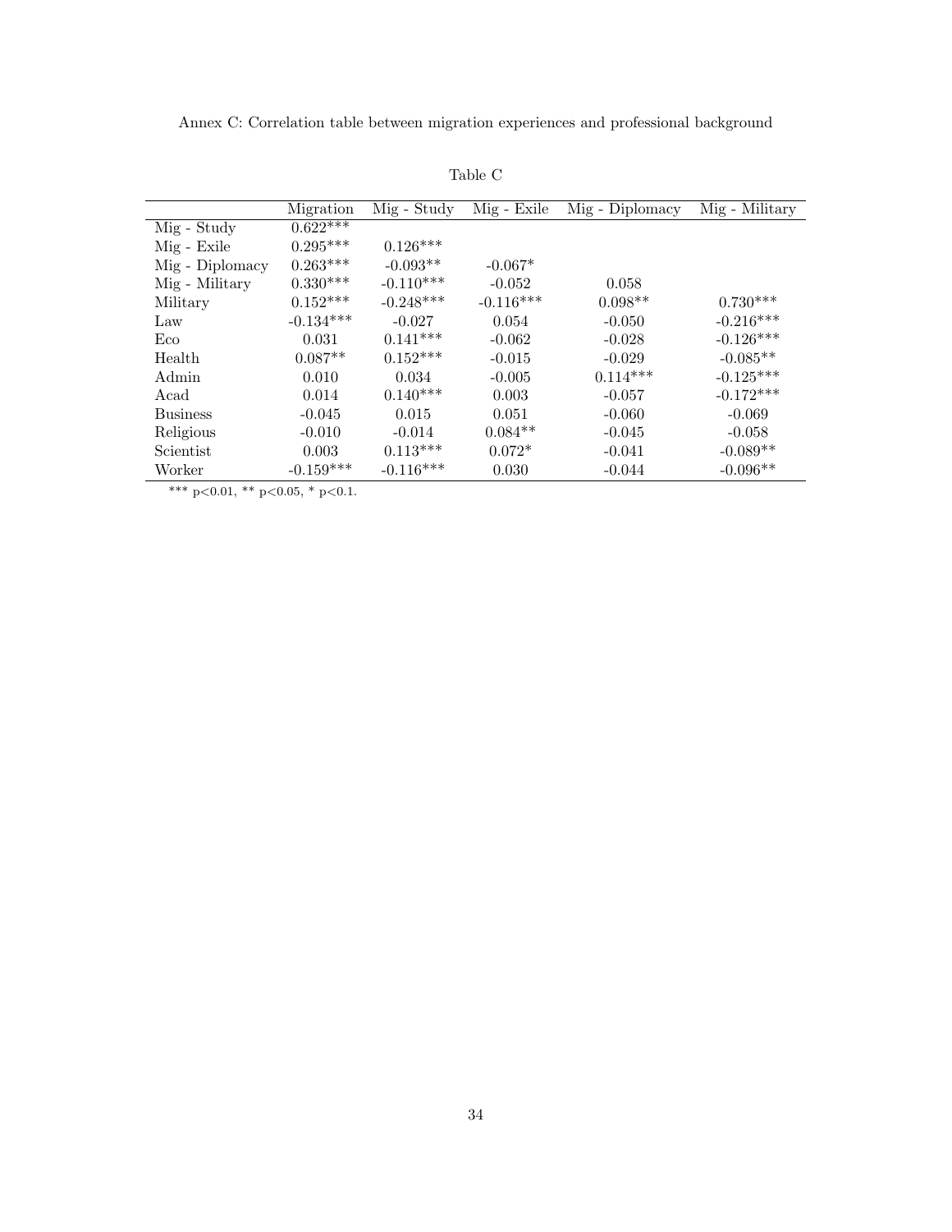Annex C: Correlation table between migration experiences and professional background

Table C

| | Migration | Mig - Study | Mig - Exile | Mig - Diplomacy | Mig - Military |
|---|---|---|---|---|---|
| Mig - Study | 0.622*** | | | | |
| Mig - Exile | 0.295*** | 0.126*** | | | |
| Mig - Diplomacy | 0.263*** | -0.093** | -0.067* | | |
| Mig - Military | 0.330*** | -0.110*** | -0.052 | 0.058 | |
| Military | 0.152*** | -0.248*** | -0.116*** | 0.098** | 0.730*** |
| Law | -0.134*** | -0.027 | 0.054 | -0.050 | -0.216*** |
| Eco | 0.031 | 0.141*** | -0.062 | -0.028 | -0.126*** |
| Health | 0.087** | 0.152*** | -0.015 | -0.029 | -0.085** |
| Admin | 0.010 | 0.034 | -0.005 | 0.114*** | -0.125*** |
| Acad | 0.014 | 0.140*** | 0.003 | -0.057 | -0.172*** |
| Business | -0.045 | 0.015 | 0.051 | -0.060 | -0.069 |
| Religious | -0.010 | -0.014 | 0.084** | -0.045 | -0.058 |
| Scientist | 0.003 | 0.113*** | 0.072* | -0.041 | -0.089** |
| Worker | -0.159*** | -0.116*** | 0.030 | -0.044 | -0.096** |

*** p<0.01, ** p<0.05, * p<0.1.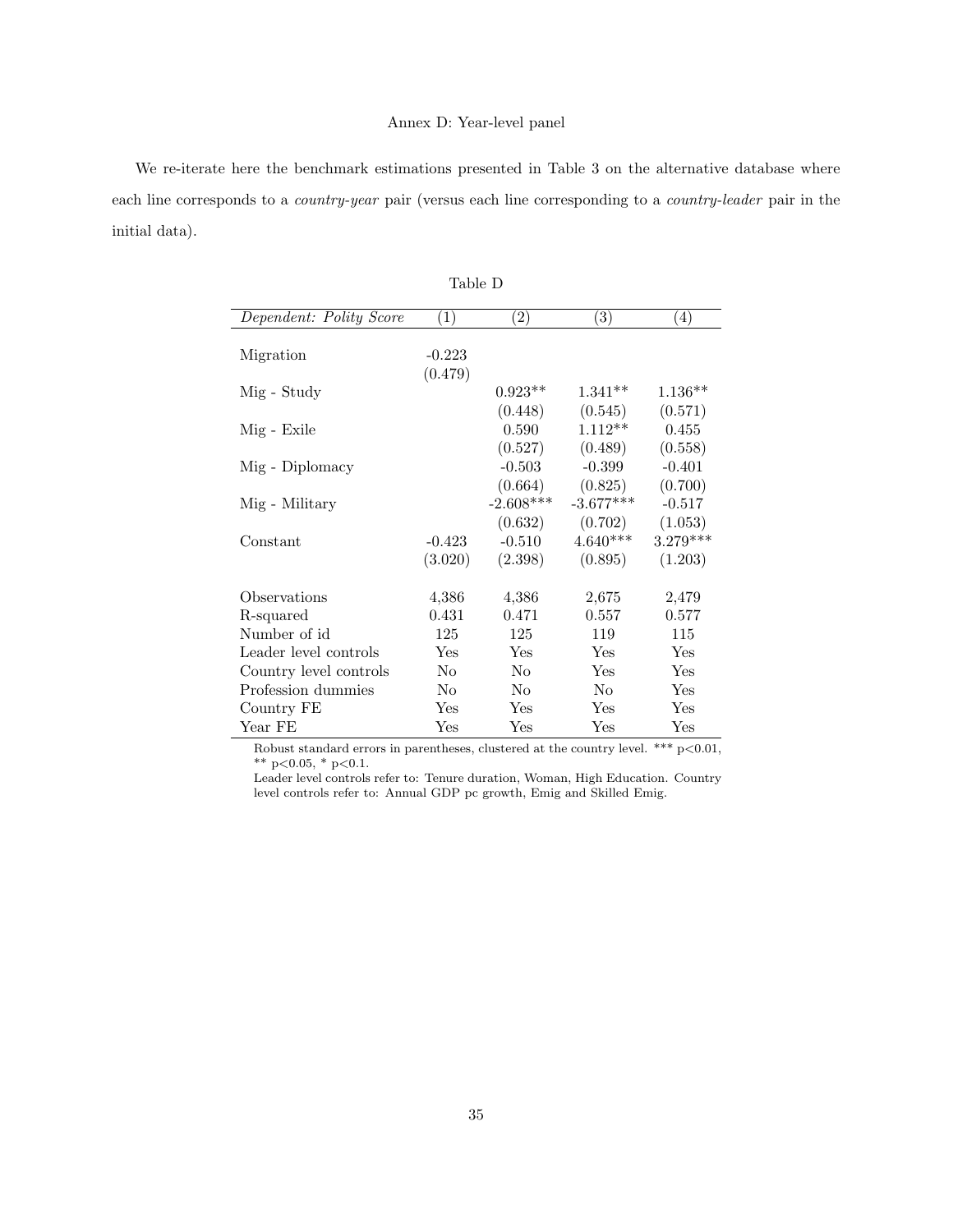Annex D: Year-level panel

We re-iterate here the benchmark estimations presented in Table 3 on the alternative database where each line corresponds to a *country-year* pair (versus each line corresponding to a *country-leader* pair in the initial data).

Table D

| *Dependent: Polity Score* | (1) | (2) | (3) | (4) |
|---|---|---|---|---|
| Migration | -0.223 | | | |
| | (0.479) | | | |
| Mig - Study | | 0.923** | 1.341** | 1.136** |
| | | (0.448) | (0.545) | (0.571) |
| Mig - Exile | | 0.590 | 1.112** | 0.455 |
| | | (0.527) | (0.489) | (0.558) |
| Mig - Diplomacy | | -0.503 | -0.399 | -0.401 |
| | | (0.664) | (0.825) | (0.700) |
| Mig - Military | | -2.608*** | -3.677*** | -0.517 |
| | | (0.632) | (0.702) | (1.053) |
| Constant | -0.423 | -0.510 | 4.640*** | 3.279*** |
| | (3.020) | (2.398) | (0.895) | (1.203) |
| Observations | 4,386 | 4,386 | 2,675 | 2,479 |
| R-squared | 0.431 | 0.471 | 0.557 | 0.577 |
| Number of id | 125 | 125 | 119 | 115 |
| Leader level controls | Yes | Yes | Yes | Yes |
| Country level controls | No | No | Yes | Yes |
| Profession dummies | No | No | No | Yes |
| Country FE | Yes | Yes | Yes | Yes |
| Year FE | Yes | Yes | Yes | Yes |

Robust standard errors in parentheses, clustered at the country level. *** p<0.01, ** p<0.05, * p<0.1.

Leader level controls refer to: Tenure duration, Woman, High Education. Country level controls refer to: Annual GDP pc growth, Emig and Skilled Emig.